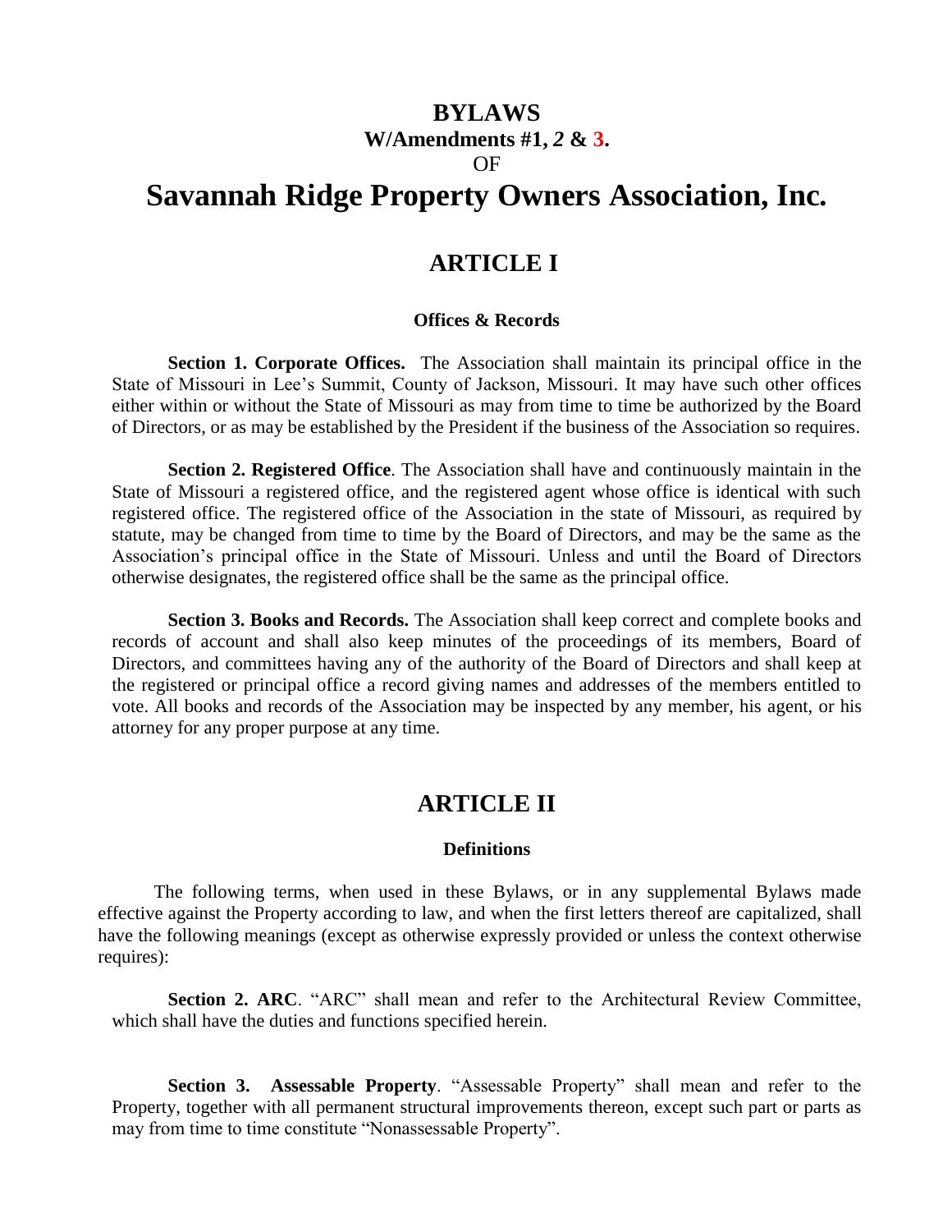# BYLAWS

**W/Amendments #1, *2* & 3.**

OF

# Savannah Ridge Property Owners Association, Inc.

## ARTICLE I

### Offices & Records

**Section 1. Corporate Offices.** The Association shall maintain its principal office in the State of Missouri in Lee's Summit, County of Jackson, Missouri. It may have such other offices either within or without the State of Missouri as may from time to time be authorized by the Board of Directors, or as may be established by the President if the business of the Association so requires.

**Section 2. Registered Office**. The Association shall have and continuously maintain in the State of Missouri a registered office, and the registered agent whose office is identical with such registered office. The registered office of the Association in the state of Missouri, as required by statute, may be changed from time to time by the Board of Directors, and may be the same as the Association's principal office in the State of Missouri. Unless and until the Board of Directors otherwise designates, the registered office shall be the same as the principal office.

**Section 3. Books and Records.** The Association shall keep correct and complete books and records of account and shall also keep minutes of the proceedings of its members, Board of Directors, and committees having any of the authority of the Board of Directors and shall keep at the registered or principal office a record giving names and addresses of the members entitled to vote. All books and records of the Association may be inspected by any member, his agent, or his attorney for any proper purpose at any time.

## ARTICLE II

### Definitions

The following terms, when used in these Bylaws, or in any supplemental Bylaws made effective against the Property according to law, and when the first letters thereof are capitalized, shall have the following meanings (except as otherwise expressly provided or unless the context otherwise requires):

**Section 2. ARC**. "ARC" shall mean and refer to the Architectural Review Committee, which shall have the duties and functions specified herein.

**Section 3. Assessable Property**. "Assessable Property" shall mean and refer to the Property, together with all permanent structural improvements thereon, except such part or parts as may from time to time constitute "Nonassessable Property".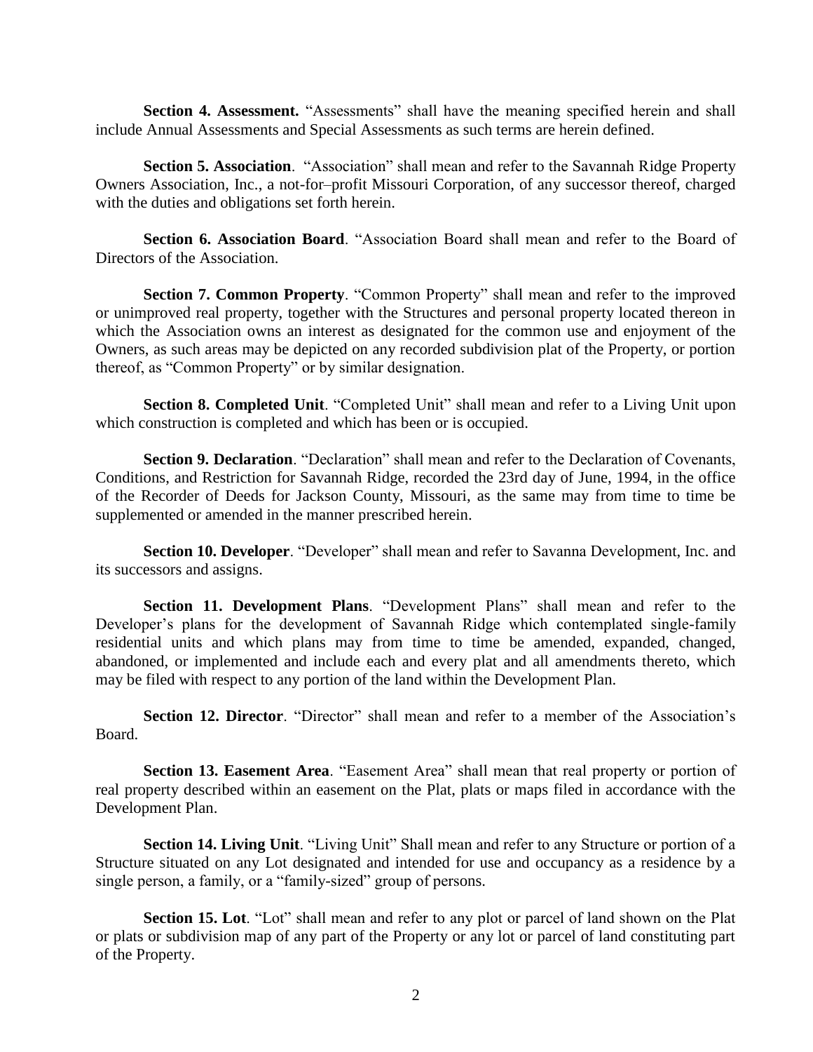**Section 4. Assessment.** "Assessments" shall have the meaning specified herein and shall include Annual Assessments and Special Assessments as such terms are herein defined.

**Section 5. Association**. "Association" shall mean and refer to the Savannah Ridge Property Owners Association, Inc., a not-for–profit Missouri Corporation, of any successor thereof, charged with the duties and obligations set forth herein.

**Section 6. Association Board**. "Association Board shall mean and refer to the Board of Directors of the Association.

**Section 7. Common Property**. "Common Property" shall mean and refer to the improved or unimproved real property, together with the Structures and personal property located thereon in which the Association owns an interest as designated for the common use and enjoyment of the Owners, as such areas may be depicted on any recorded subdivision plat of the Property, or portion thereof, as "Common Property" or by similar designation.

**Section 8. Completed Unit**. "Completed Unit" shall mean and refer to a Living Unit upon which construction is completed and which has been or is occupied.

**Section 9. Declaration**. "Declaration" shall mean and refer to the Declaration of Covenants, Conditions, and Restriction for Savannah Ridge, recorded the 23rd day of June, 1994, in the office of the Recorder of Deeds for Jackson County, Missouri, as the same may from time to time be supplemented or amended in the manner prescribed herein.

**Section 10. Developer**. "Developer" shall mean and refer to Savanna Development, Inc. and its successors and assigns.

**Section 11. Development Plans**. "Development Plans" shall mean and refer to the Developer's plans for the development of Savannah Ridge which contemplated single-family residential units and which plans may from time to time be amended, expanded, changed, abandoned, or implemented and include each and every plat and all amendments thereto, which may be filed with respect to any portion of the land within the Development Plan.

**Section 12. Director**. "Director" shall mean and refer to a member of the Association's Board.

**Section 13. Easement Area**. "Easement Area" shall mean that real property or portion of real property described within an easement on the Plat, plats or maps filed in accordance with the Development Plan.

**Section 14. Living Unit**. "Living Unit" Shall mean and refer to any Structure or portion of a Structure situated on any Lot designated and intended for use and occupancy as a residence by a single person, a family, or a "family-sized" group of persons.

**Section 15. Lot**. "Lot" shall mean and refer to any plot or parcel of land shown on the Plat or plats or subdivision map of any part of the Property or any lot or parcel of land constituting part of the Property.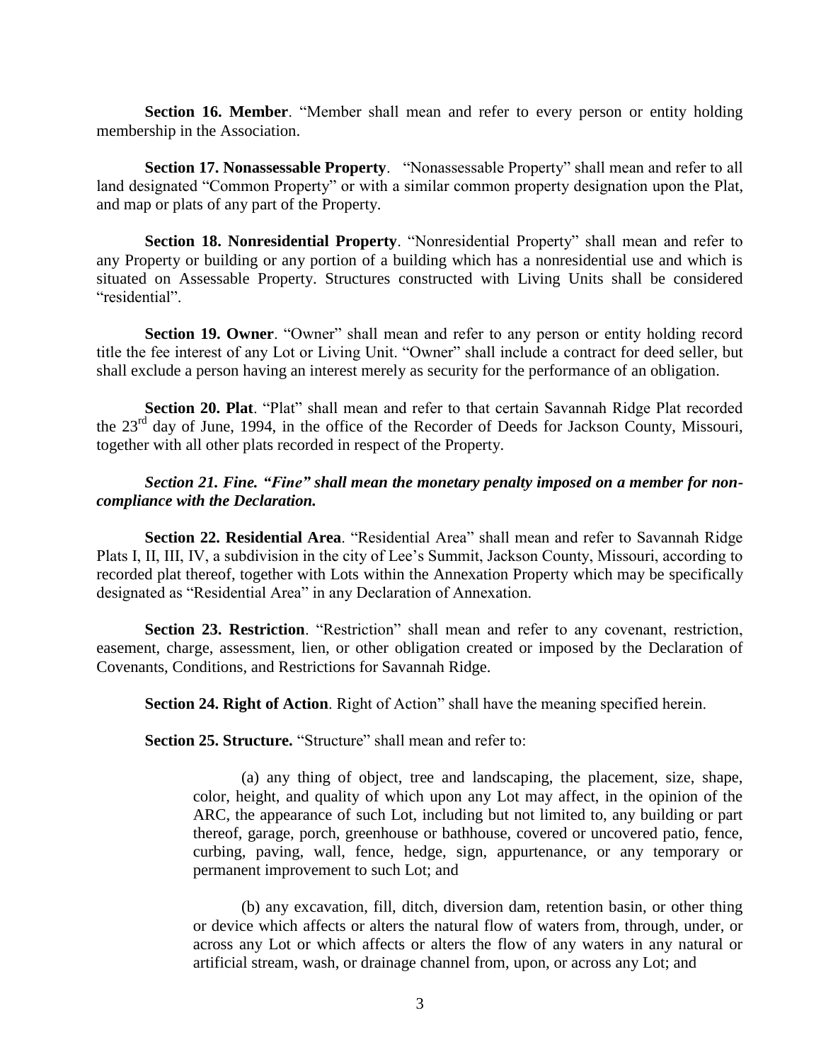**Section 16. Member**. "Member shall mean and refer to every person or entity holding membership in the Association.

**Section 17. Nonassessable Property**. "Nonassessable Property" shall mean and refer to all land designated "Common Property" or with a similar common property designation upon the Plat, and map or plats of any part of the Property.

**Section 18. Nonresidential Property**. "Nonresidential Property" shall mean and refer to any Property or building or any portion of a building which has a nonresidential use and which is situated on Assessable Property. Structures constructed with Living Units shall be considered "residential".

**Section 19. Owner**. "Owner" shall mean and refer to any person or entity holding record title the fee interest of any Lot or Living Unit. "Owner" shall include a contract for deed seller, but shall exclude a person having an interest merely as security for the performance of an obligation.

**Section 20. Plat**. "Plat" shall mean and refer to that certain Savannah Ridge Plat recorded the 23rd day of June, 1994, in the office of the Recorder of Deeds for Jackson County, Missouri, together with all other plats recorded in respect of the Property.

***Section 21. Fine. "Fine" shall mean the monetary penalty imposed on a member for non-compliance with the Declaration.***

**Section 22. Residential Area**. "Residential Area" shall mean and refer to Savannah Ridge Plats I, II, III, IV, a subdivision in the city of Lee's Summit, Jackson County, Missouri, according to recorded plat thereof, together with Lots within the Annexation Property which may be specifically designated as "Residential Area" in any Declaration of Annexation.

**Section 23. Restriction**. "Restriction" shall mean and refer to any covenant, restriction, easement, charge, assessment, lien, or other obligation created or imposed by the Declaration of Covenants, Conditions, and Restrictions for Savannah Ridge.

**Section 24. Right of Action**. Right of Action" shall have the meaning specified herein.

**Section 25. Structure.** "Structure" shall mean and refer to:

(a) any thing of object, tree and landscaping, the placement, size, shape, color, height, and quality of which upon any Lot may affect, in the opinion of the ARC, the appearance of such Lot, including but not limited to, any building or part thereof, garage, porch, greenhouse or bathhouse, covered or uncovered patio, fence, curbing, paving, wall, fence, hedge, sign, appurtenance, or any temporary or permanent improvement to such Lot; and

(b) any excavation, fill, ditch, diversion dam, retention basin, or other thing or device which affects or alters the natural flow of waters from, through, under, or across any Lot or which affects or alters the flow of any waters in any natural or artificial stream, wash, or drainage channel from, upon, or across any Lot; and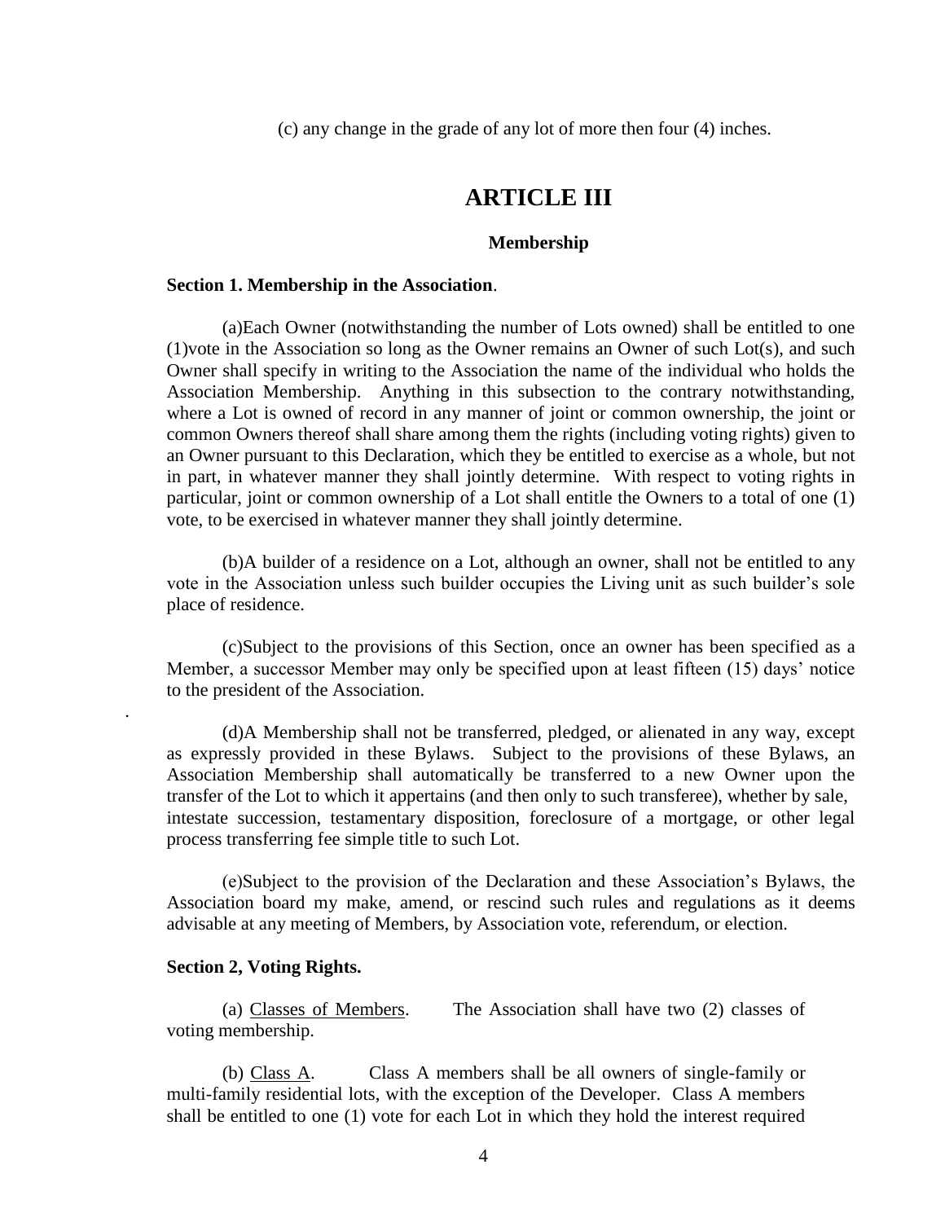(c) any change in the grade of any lot of more then four (4) inches.

# ARTICLE III

## Membership

**Section 1. Membership in the Association**.

(a)Each Owner (notwithstanding the number of Lots owned) shall be entitled to one (1)vote in the Association so long as the Owner remains an Owner of such Lot(s), and such Owner shall specify in writing to the Association the name of the individual who holds the Association Membership. Anything in this subsection to the contrary notwithstanding, where a Lot is owned of record in any manner of joint or common ownership, the joint or common Owners thereof shall share among them the rights (including voting rights) given to an Owner pursuant to this Declaration, which they be entitled to exercise as a whole, but not in part, in whatever manner they shall jointly determine. With respect to voting rights in particular, joint or common ownership of a Lot shall entitle the Owners to a total of one (1) vote, to be exercised in whatever manner they shall jointly determine.

(b)A builder of a residence on a Lot, although an owner, shall not be entitled to any vote in the Association unless such builder occupies the Living unit as such builder's sole place of residence.

(c)Subject to the provisions of this Section, once an owner has been specified as a Member, a successor Member may only be specified upon at least fifteen (15) days' notice to the president of the Association.

(d)A Membership shall not be transferred, pledged, or alienated in any way, except as expressly provided in these Bylaws. Subject to the provisions of these Bylaws, an Association Membership shall automatically be transferred to a new Owner upon the transfer of the Lot to which it appertains (and then only to such transferee), whether by sale, intestate succession, testamentary disposition, foreclosure of a mortgage, or other legal process transferring fee simple title to such Lot.

(e)Subject to the provision of the Declaration and these Association's Bylaws, the Association board my make, amend, or rescind such rules and regulations as it deems advisable at any meeting of Members, by Association vote, referendum, or election.

**Section 2, Voting Rights.**

(a) Classes of Members. The Association shall have two (2) classes of voting membership.

(b) Class A. Class A members shall be all owners of single-family or multi-family residential lots, with the exception of the Developer. Class A members shall be entitled to one (1) vote for each Lot in which they hold the interest required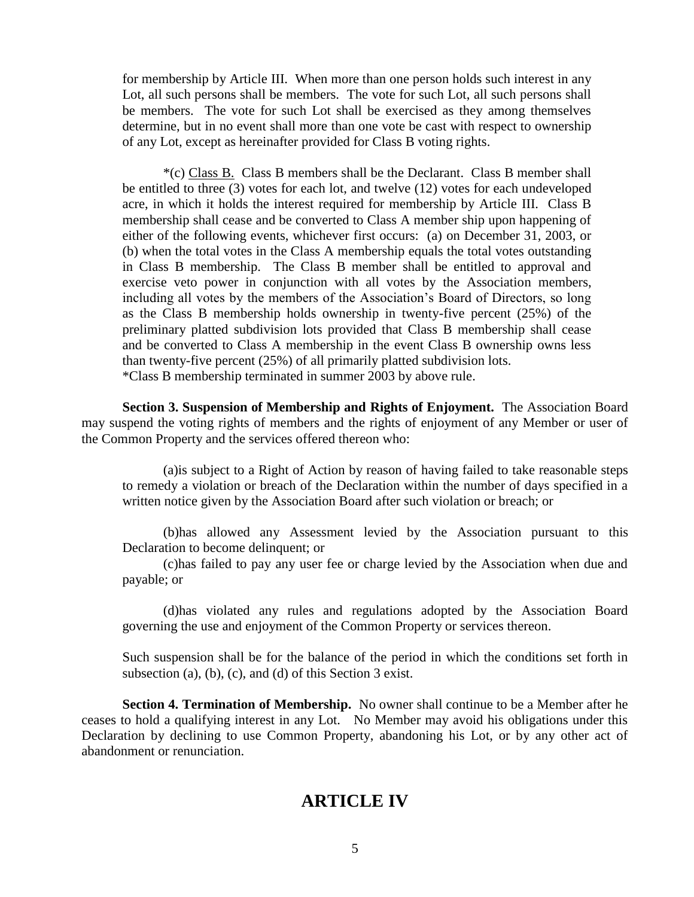for membership by Article III. When more than one person holds such interest in any Lot, all such persons shall be members. The vote for such Lot, all such persons shall be members. The vote for such Lot shall be exercised as they among themselves determine, but in no event shall more than one vote be cast with respect to ownership of any Lot, except as hereinafter provided for Class B voting rights.

*(c) Class B. Class B members shall be the Declarant. Class B member shall be entitled to three (3) votes for each lot, and twelve (12) votes for each undeveloped acre, in which it holds the interest required for membership by Article III. Class B membership shall cease and be converted to Class A member ship upon happening of either of the following events, whichever first occurs: (a) on December 31, 2003, or (b) when the total votes in the Class A membership equals the total votes outstanding in Class B membership. The Class B member shall be entitled to approval and exercise veto power in conjunction with all votes by the Association members, including all votes by the members of the Association's Board of Directors, so long as the Class B membership holds ownership in twenty-five percent (25%) of the preliminary platted subdivision lots provided that Class B membership shall cease and be converted to Class A membership in the event Class B ownership owns less than twenty-five percent (25%) of all primarily platted subdivision lots.
*Class B membership terminated in summer 2003 by above rule.

**Section 3. Suspension of Membership and Rights of Enjoyment.** The Association Board may suspend the voting rights of members and the rights of enjoyment of any Member or user of the Common Property and the services offered thereon who:

(a)is subject to a Right of Action by reason of having failed to take reasonable steps to remedy a violation or breach of the Declaration within the number of days specified in a written notice given by the Association Board after such violation or breach; or

(b)has allowed any Assessment levied by the Association pursuant to this Declaration to become delinquent; or

(c)has failed to pay any user fee or charge levied by the Association when due and payable; or

(d)has violated any rules and regulations adopted by the Association Board governing the use and enjoyment of the Common Property or services thereon.

Such suspension shall be for the balance of the period in which the conditions set forth in subsection (a), (b), (c), and (d) of this Section 3 exist.

**Section 4. Termination of Membership.** No owner shall continue to be a Member after he ceases to hold a qualifying interest in any Lot. No Member may avoid his obligations under this Declaration by declining to use Common Property, abandoning his Lot, or by any other act of abandonment or renunciation.

# ARTICLE IV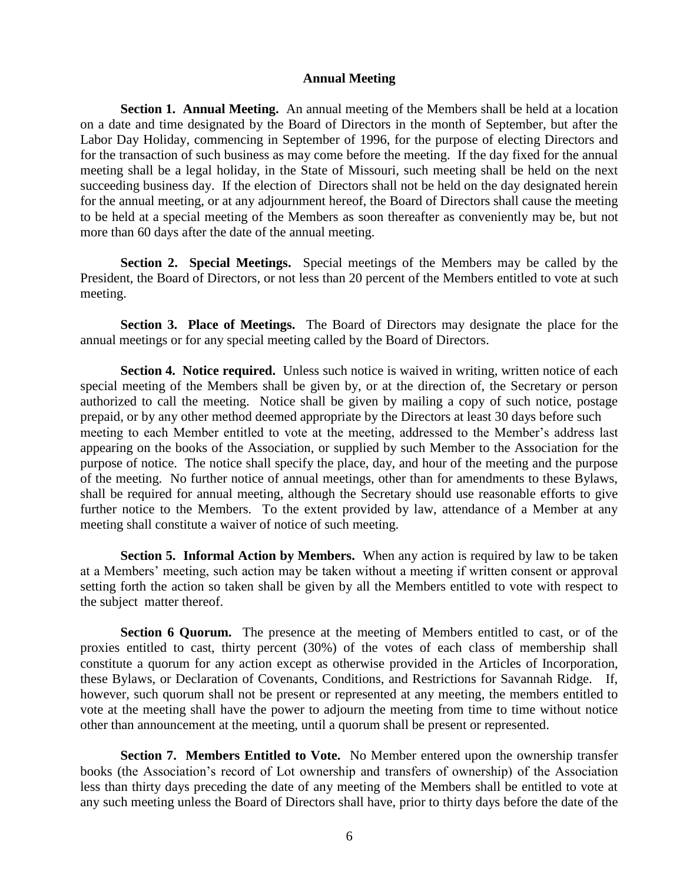## Annual Meeting

**Section 1. Annual Meeting.** An annual meeting of the Members shall be held at a location on a date and time designated by the Board of Directors in the month of September, but after the Labor Day Holiday, commencing in September of 1996, for the purpose of electing Directors and for the transaction of such business as may come before the meeting. If the day fixed for the annual meeting shall be a legal holiday, in the State of Missouri, such meeting shall be held on the next succeeding business day. If the election of Directors shall not be held on the day designated herein for the annual meeting, or at any adjournment hereof, the Board of Directors shall cause the meeting to be held at a special meeting of the Members as soon thereafter as conveniently may be, but not more than 60 days after the date of the annual meeting.

**Section 2. Special Meetings.** Special meetings of the Members may be called by the President, the Board of Directors, or not less than 20 percent of the Members entitled to vote at such meeting.

**Section 3. Place of Meetings.** The Board of Directors may designate the place for the annual meetings or for any special meeting called by the Board of Directors.

**Section 4. Notice required.** Unless such notice is waived in writing, written notice of each special meeting of the Members shall be given by, or at the direction of, the Secretary or person authorized to call the meeting. Notice shall be given by mailing a copy of such notice, postage prepaid, or by any other method deemed appropriate by the Directors at least 30 days before such meeting to each Member entitled to vote at the meeting, addressed to the Member's address last appearing on the books of the Association, or supplied by such Member to the Association for the purpose of notice. The notice shall specify the place, day, and hour of the meeting and the purpose of the meeting. No further notice of annual meetings, other than for amendments to these Bylaws, shall be required for annual meeting, although the Secretary should use reasonable efforts to give further notice to the Members. To the extent provided by law, attendance of a Member at any meeting shall constitute a waiver of notice of such meeting.

**Section 5. Informal Action by Members.** When any action is required by law to be taken at a Members' meeting, such action may be taken without a meeting if written consent or approval setting forth the action so taken shall be given by all the Members entitled to vote with respect to the subject matter thereof.

**Section 6 Quorum.** The presence at the meeting of Members entitled to cast, or of the proxies entitled to cast, thirty percent (30%) of the votes of each class of membership shall constitute a quorum for any action except as otherwise provided in the Articles of Incorporation, these Bylaws, or Declaration of Covenants, Conditions, and Restrictions for Savannah Ridge. If, however, such quorum shall not be present or represented at any meeting, the members entitled to vote at the meeting shall have the power to adjourn the meeting from time to time without notice other than announcement at the meeting, until a quorum shall be present or represented.

**Section 7. Members Entitled to Vote.** No Member entered upon the ownership transfer books (the Association's record of Lot ownership and transfers of ownership) of the Association less than thirty days preceding the date of any meeting of the Members shall be entitled to vote at any such meeting unless the Board of Directors shall have, prior to thirty days before the date of the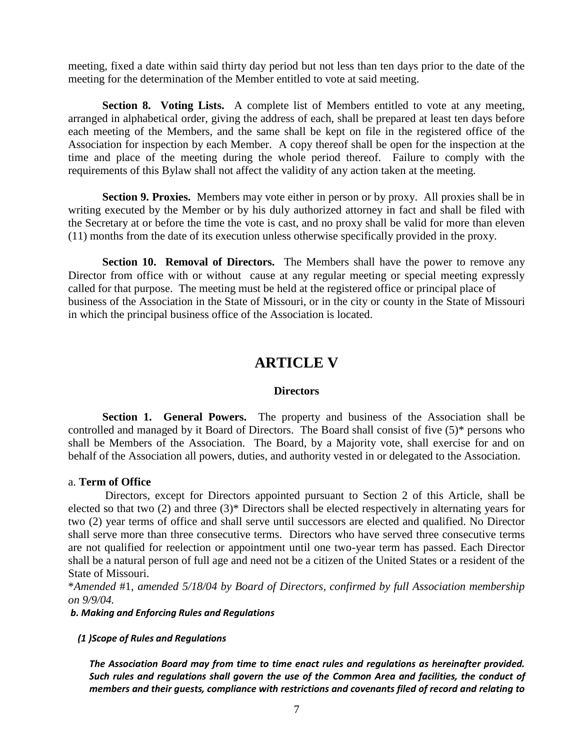meeting, fixed a date within said thirty day period but not less than ten days prior to the date of the meeting for the determination of the Member entitled to vote at said meeting.

**Section 8. Voting Lists.** A complete list of Members entitled to vote at any meeting, arranged in alphabetical order, giving the address of each, shall be prepared at least ten days before each meeting of the Members, and the same shall be kept on file in the registered office of the Association for inspection by each Member. A copy thereof shall be open for the inspection at the time and place of the meeting during the whole period thereof. Failure to comply with the requirements of this Bylaw shall not affect the validity of any action taken at the meeting.

**Section 9. Proxies.** Members may vote either in person or by proxy. All proxies shall be in writing executed by the Member or by his duly authorized attorney in fact and shall be filed with the Secretary at or before the time the vote is cast, and no proxy shall be valid for more than eleven (11) months from the date of its execution unless otherwise specifically provided in the proxy.

**Section 10. Removal of Directors.** The Members shall have the power to remove any Director from office with or without cause at any regular meeting or special meeting expressly called for that purpose. The meeting must be held at the registered office or principal place of business of the Association in the State of Missouri, or in the city or county in the State of Missouri in which the principal business office of the Association is located.

# ARTICLE V

## Directors

**Section 1. General Powers.** The property and business of the Association shall be controlled and managed by it Board of Directors. The Board shall consist of five (5)* persons who shall be Members of the Association. The Board, by a Majority vote, shall exercise for and on behalf of the Association all powers, duties, and authority vested in or delegated to the Association.

a. **Term of Office**

Directors, except for Directors appointed pursuant to Section 2 of this Article, shall be elected so that two (2) and three (3)* Directors shall be elected respectively in alternating years for two (2) year terms of office and shall serve until successors are elected and qualified. No Director shall serve more than three consecutive terms. Directors who have served three consecutive terms are not qualified for reelection or appointment until one two-year term has passed. Each Director shall be a natural person of full age and need not be a citizen of the United States or a resident of the State of Missouri.

**Amended* #1, *amended 5/18/04 by Board of Directors, confirmed by full Association membership on 9/9/04.*

***b. Making and Enforcing Rules and Regulations***

***(1 )Scope of Rules and Regulations***

***The Association Board may from time to time enact rules and regulations as hereinafter provided. Such rules and regulations shall govern the use of the Common Area and facilities, the conduct of members and their guests, compliance with restrictions and covenants filed of record and relating to***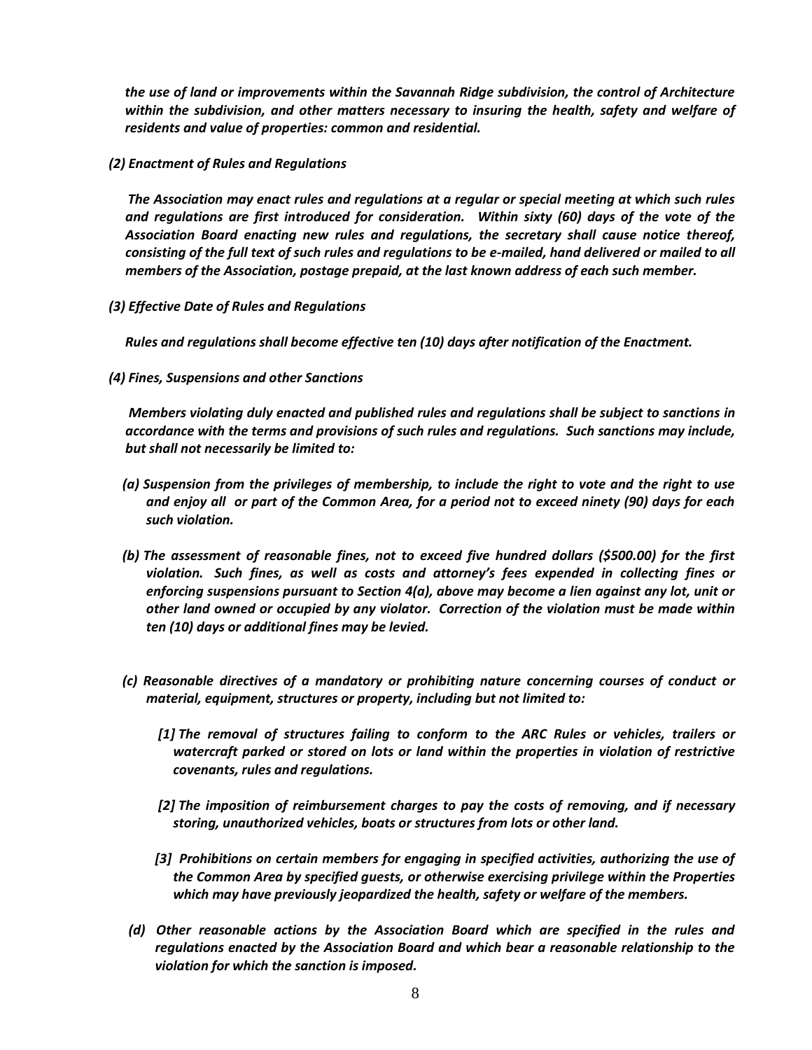*the use of land or improvements within the Savannah Ridge subdivision, the control of Architecture within the subdivision, and other matters necessary to insuring the health, safety and welfare of residents and value of properties: common and residential.*

***(2) Enactment of Rules and Regulations***

***The Association may enact rules and regulations at a regular or special meeting at which such rules and regulations are first introduced for consideration. Within sixty (60) days of the vote of the Association Board enacting new rules and regulations, the secretary shall cause notice thereof, consisting of the full text of such rules and regulations to be e-mailed, hand delivered or mailed to all members of the Association, postage prepaid, at the last known address of each such member.***

***(3) Effective Date of Rules and Regulations***

***Rules and regulations shall become effective ten (10) days after notification of the Enactment.***

***(4) Fines, Suspensions and other Sanctions***

***Members violating duly enacted and published rules and regulations shall be subject to sanctions in accordance with the terms and provisions of such rules and regulations. Such sanctions may include, but shall not necessarily be limited to:***

***(a) Suspension from the privileges of membership, to include the right to vote and the right to use and enjoy all or part of the Common Area, for a period not to exceed ninety (90) days for each such violation.***

***(b) The assessment of reasonable fines, not to exceed five hundred dollars ($500.00) for the first violation. Such fines, as well as costs and attorney's fees expended in collecting fines or enforcing suspensions pursuant to Section 4(a), above may become a lien against any lot, unit or other land owned or occupied by any violator. Correction of the violation must be made within ten (10) days or additional fines may be levied.***

***(c) Reasonable directives of a mandatory or prohibiting nature concerning courses of conduct or material, equipment, structures or property, including but not limited to:***

***[1] The removal of structures failing to conform to the ARC Rules or vehicles, trailers or watercraft parked or stored on lots or land within the properties in violation of restrictive covenants, rules and regulations.***

***[2] The imposition of reimbursement charges to pay the costs of removing, and if necessary storing, unauthorized vehicles, boats or structures from lots or other land.***

***[3] Prohibitions on certain members for engaging in specified activities, authorizing the use of the Common Area by specified guests, or otherwise exercising privilege within the Properties which may have previously jeopardized the health, safety or welfare of the members.***

***(d) Other reasonable actions by the Association Board which are specified in the rules and regulations enacted by the Association Board and which bear a reasonable relationship to the violation for which the sanction is imposed.***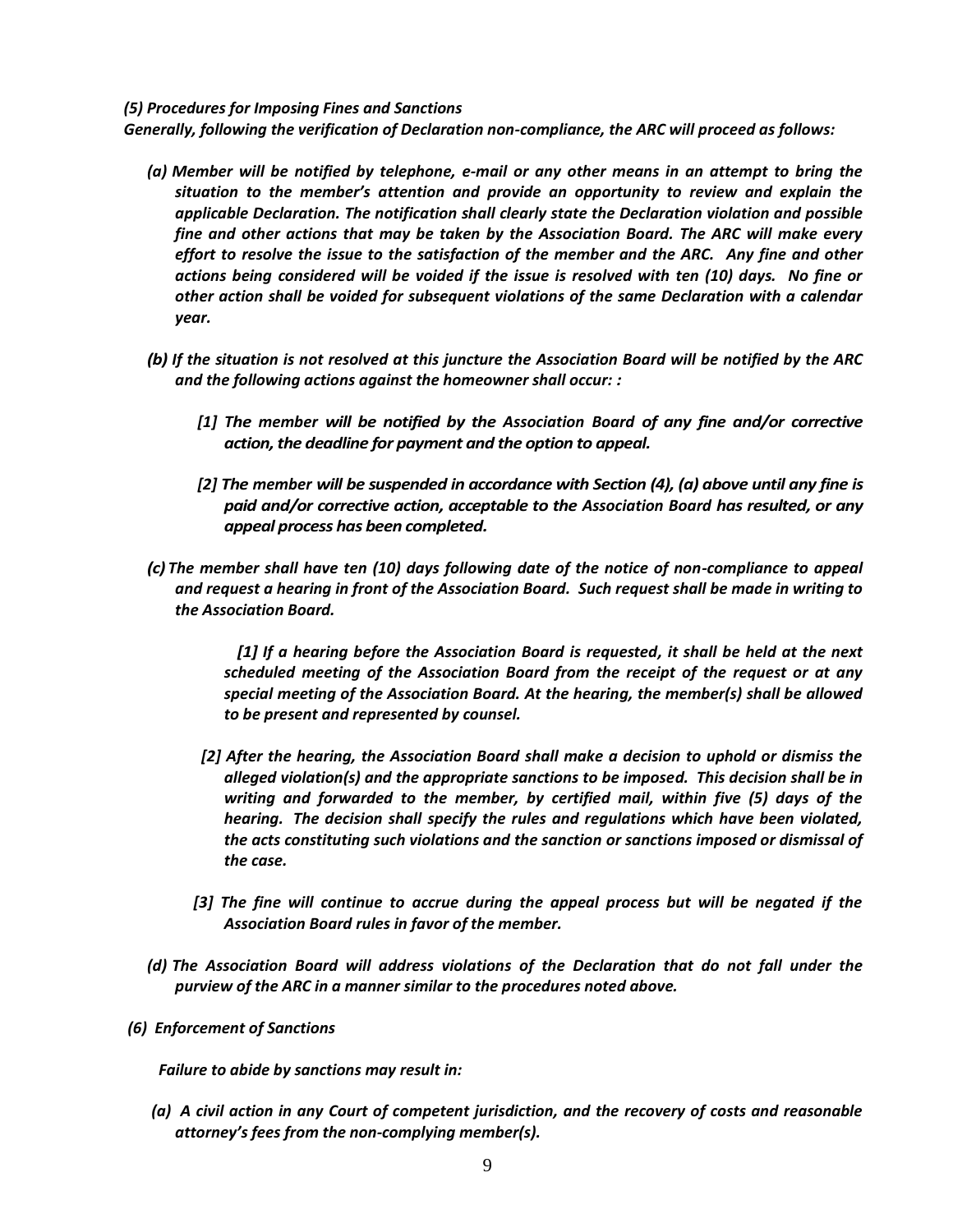***(5) Procedures for Imposing Fines and Sanctions***

***Generally, following the verification of Declaration non-compliance, the ARC will proceed as follows:***

***(a) Member will be notified by telephone, e-mail or any other means in an attempt to bring the situation to the member's attention and provide an opportunity to review and explain the applicable Declaration. The notification shall clearly state the Declaration violation and possible fine and other actions that may be taken by the Association Board. The ARC will make every effort to resolve the issue to the satisfaction of the member and the ARC. Any fine and other actions being considered will be voided if the issue is resolved with ten (10) days. No fine or other action shall be voided for subsequent violations of the same Declaration with a calendar year.***

***(b) If the situation is not resolved at this juncture the Association Board will be notified by the ARC and the following actions against the homeowner shall occur: :***

***[1] The member will be notified by the Association Board of any fine and/or corrective action, the deadline for payment and the option to appeal.***

***[2] The member will be suspended in accordance with Section (4), (a) above until any fine is paid and/or corrective action, acceptable to the Association Board has resulted, or any appeal process has been completed.***

***(c) The member shall have ten (10) days following date of the notice of non-compliance to appeal and request a hearing in front of the Association Board. Such request shall be made in writing to the Association Board.***

***[1] If a hearing before the Association Board is requested, it shall be held at the next scheduled meeting of the Association Board from the receipt of the request or at any special meeting of the Association Board. At the hearing, the member(s) shall be allowed to be present and represented by counsel.***

***[2] After the hearing, the Association Board shall make a decision to uphold or dismiss the alleged violation(s) and the appropriate sanctions to be imposed. This decision shall be in writing and forwarded to the member, by certified mail, within five (5) days of the hearing. The decision shall specify the rules and regulations which have been violated, the acts constituting such violations and the sanction or sanctions imposed or dismissal of the case.***

***[3] The fine will continue to accrue during the appeal process but will be negated if the Association Board rules in favor of the member.***

***(d) The Association Board will address violations of the Declaration that do not fall under the purview of the ARC in a manner similar to the procedures noted above.***

***(6) Enforcement of Sanctions***

***Failure to abide by sanctions may result in:***

***(a) A civil action in any Court of competent jurisdiction, and the recovery of costs and reasonable attorney's fees from the non-complying member(s).***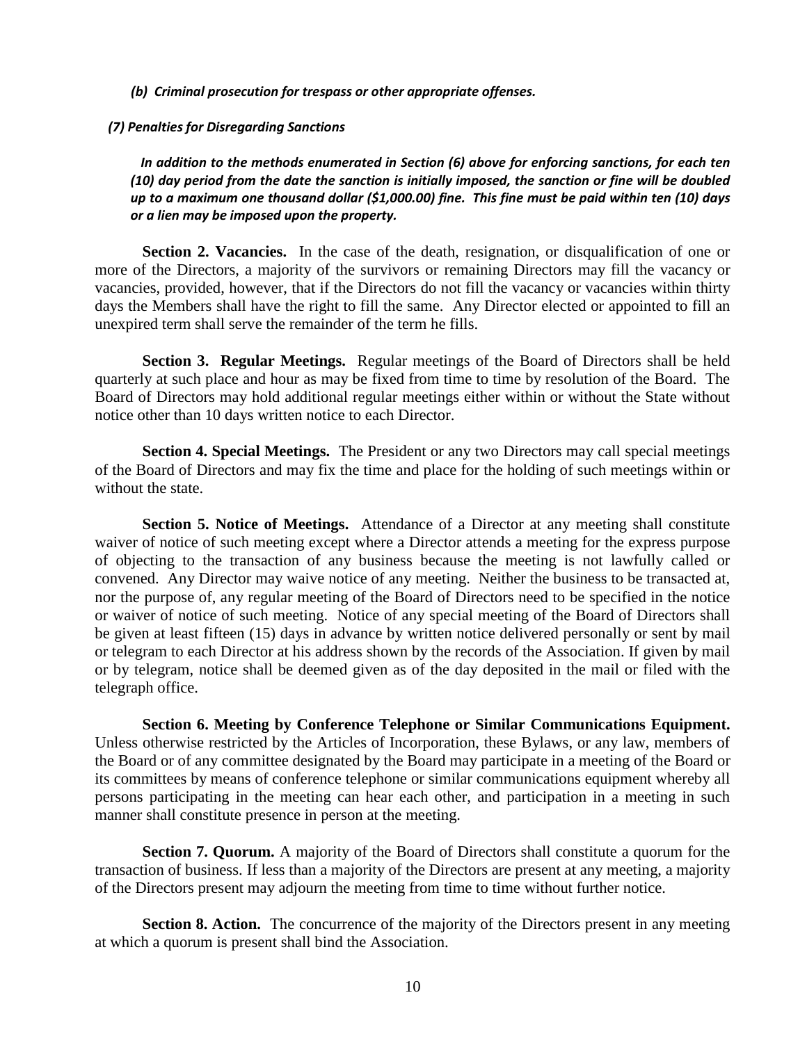***(b) Criminal prosecution for trespass or other appropriate offenses.***

***(7) Penalties for Disregarding Sanctions***

***In addition to the methods enumerated in Section (6) above for enforcing sanctions, for each ten (10) day period from the date the sanction is initially imposed, the sanction or fine will be doubled up to a maximum one thousand dollar ($1,000.00) fine. This fine must be paid within ten (10) days or a lien may be imposed upon the property.***

**Section 2. Vacancies.** In the case of the death, resignation, or disqualification of one or more of the Directors, a majority of the survivors or remaining Directors may fill the vacancy or vacancies, provided, however, that if the Directors do not fill the vacancy or vacancies within thirty days the Members shall have the right to fill the same. Any Director elected or appointed to fill an unexpired term shall serve the remainder of the term he fills.

**Section 3. Regular Meetings.** Regular meetings of the Board of Directors shall be held quarterly at such place and hour as may be fixed from time to time by resolution of the Board. The Board of Directors may hold additional regular meetings either within or without the State without notice other than 10 days written notice to each Director.

**Section 4. Special Meetings.** The President or any two Directors may call special meetings of the Board of Directors and may fix the time and place for the holding of such meetings within or without the state.

**Section 5. Notice of Meetings.** Attendance of a Director at any meeting shall constitute waiver of notice of such meeting except where a Director attends a meeting for the express purpose of objecting to the transaction of any business because the meeting is not lawfully called or convened. Any Director may waive notice of any meeting. Neither the business to be transacted at, nor the purpose of, any regular meeting of the Board of Directors need to be specified in the notice or waiver of notice of such meeting. Notice of any special meeting of the Board of Directors shall be given at least fifteen (15) days in advance by written notice delivered personally or sent by mail or telegram to each Director at his address shown by the records of the Association. If given by mail or by telegram, notice shall be deemed given as of the day deposited in the mail or filed with the telegraph office.

**Section 6. Meeting by Conference Telephone or Similar Communications Equipment.** Unless otherwise restricted by the Articles of Incorporation, these Bylaws, or any law, members of the Board or of any committee designated by the Board may participate in a meeting of the Board or its committees by means of conference telephone or similar communications equipment whereby all persons participating in the meeting can hear each other, and participation in a meeting in such manner shall constitute presence in person at the meeting.

**Section 7. Quorum.** A majority of the Board of Directors shall constitute a quorum for the transaction of business. If less than a majority of the Directors are present at any meeting, a majority of the Directors present may adjourn the meeting from time to time without further notice.

**Section 8. Action.** The concurrence of the majority of the Directors present in any meeting at which a quorum is present shall bind the Association.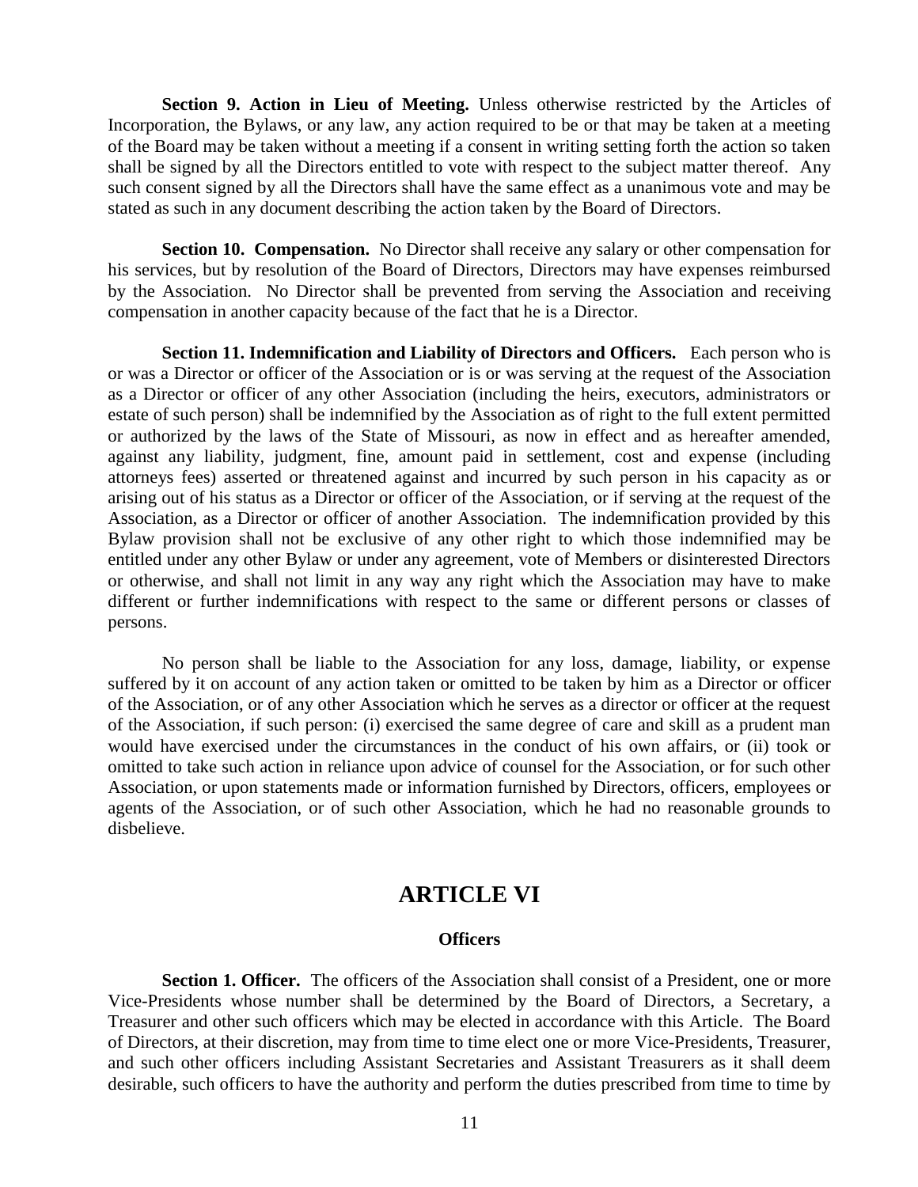**Section 9. Action in Lieu of Meeting.** Unless otherwise restricted by the Articles of Incorporation, the Bylaws, or any law, any action required to be or that may be taken at a meeting of the Board may be taken without a meeting if a consent in writing setting forth the action so taken shall be signed by all the Directors entitled to vote with respect to the subject matter thereof. Any such consent signed by all the Directors shall have the same effect as a unanimous vote and may be stated as such in any document describing the action taken by the Board of Directors.

**Section 10. Compensation.** No Director shall receive any salary or other compensation for his services, but by resolution of the Board of Directors, Directors may have expenses reimbursed by the Association. No Director shall be prevented from serving the Association and receiving compensation in another capacity because of the fact that he is a Director.

**Section 11. Indemnification and Liability of Directors and Officers.** Each person who is or was a Director or officer of the Association or is or was serving at the request of the Association as a Director or officer of any other Association (including the heirs, executors, administrators or estate of such person) shall be indemnified by the Association as of right to the full extent permitted or authorized by the laws of the State of Missouri, as now in effect and as hereafter amended, against any liability, judgment, fine, amount paid in settlement, cost and expense (including attorneys fees) asserted or threatened against and incurred by such person in his capacity as or arising out of his status as a Director or officer of the Association, or if serving at the request of the Association, as a Director or officer of another Association. The indemnification provided by this Bylaw provision shall not be exclusive of any other right to which those indemnified may be entitled under any other Bylaw or under any agreement, vote of Members or disinterested Directors or otherwise, and shall not limit in any way any right which the Association may have to make different or further indemnifications with respect to the same or different persons or classes of persons.

No person shall be liable to the Association for any loss, damage, liability, or expense suffered by it on account of any action taken or omitted to be taken by him as a Director or officer of the Association, or of any other Association which he serves as a director or officer at the request of the Association, if such person: (i) exercised the same degree of care and skill as a prudent man would have exercised under the circumstances in the conduct of his own affairs, or (ii) took or omitted to take such action in reliance upon advice of counsel for the Association, or for such other Association, or upon statements made or information furnished by Directors, officers, employees or agents of the Association, or of such other Association, which he had no reasonable grounds to disbelieve.

# ARTICLE VI

### Officers

**Section 1. Officer.** The officers of the Association shall consist of a President, one or more Vice-Presidents whose number shall be determined by the Board of Directors, a Secretary, a Treasurer and other such officers which may be elected in accordance with this Article. The Board of Directors, at their discretion, may from time to time elect one or more Vice-Presidents, Treasurer, and such other officers including Assistant Secretaries and Assistant Treasurers as it shall deem desirable, such officers to have the authority and perform the duties prescribed from time to time by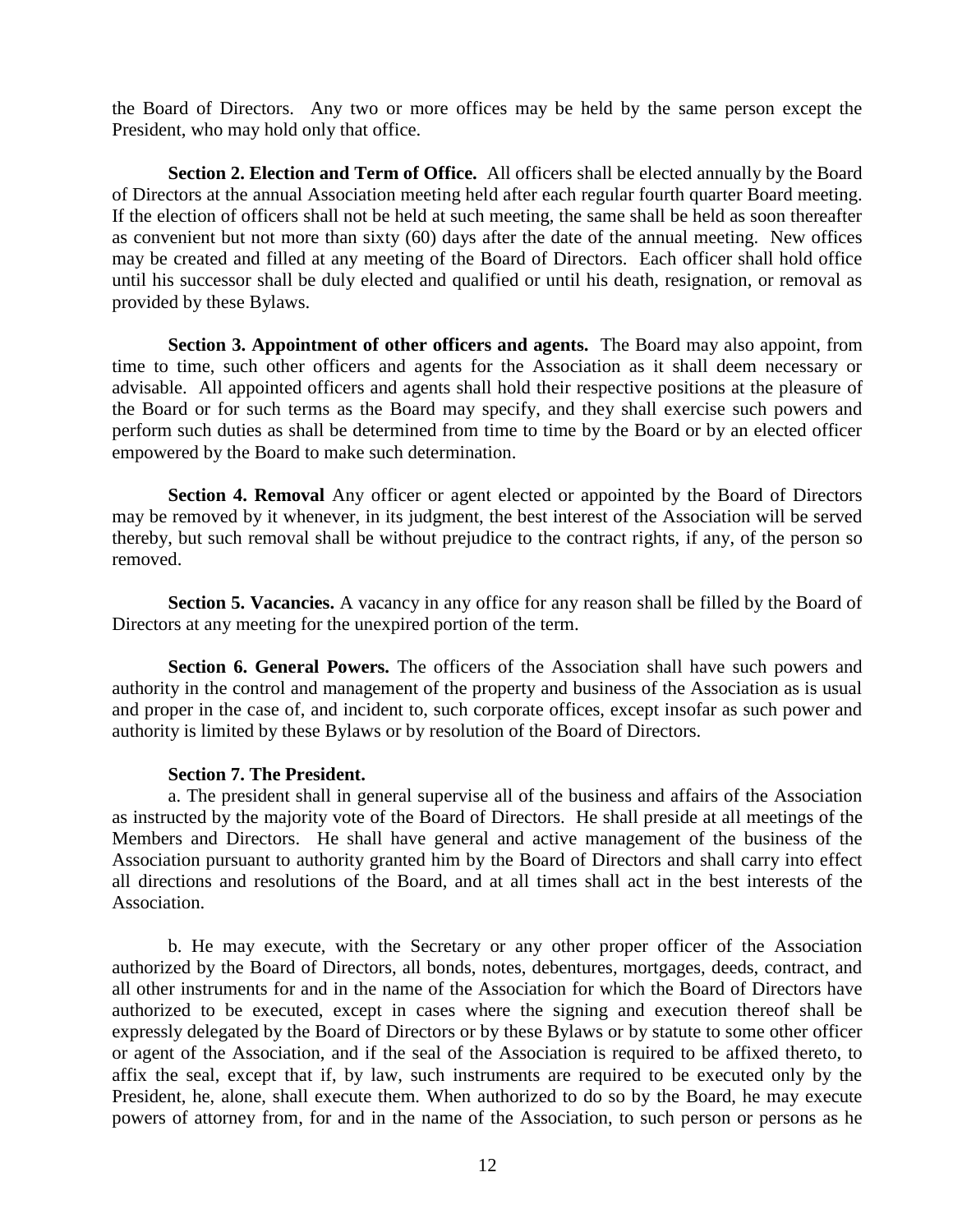the Board of Directors. Any two or more offices may be held by the same person except the President, who may hold only that office.

**Section 2. Election and Term of Office.** All officers shall be elected annually by the Board of Directors at the annual Association meeting held after each regular fourth quarter Board meeting. If the election of officers shall not be held at such meeting, the same shall be held as soon thereafter as convenient but not more than sixty (60) days after the date of the annual meeting. New offices may be created and filled at any meeting of the Board of Directors. Each officer shall hold office until his successor shall be duly elected and qualified or until his death, resignation, or removal as provided by these Bylaws.

**Section 3. Appointment of other officers and agents.** The Board may also appoint, from time to time, such other officers and agents for the Association as it shall deem necessary or advisable. All appointed officers and agents shall hold their respective positions at the pleasure of the Board or for such terms as the Board may specify, and they shall exercise such powers and perform such duties as shall be determined from time to time by the Board or by an elected officer empowered by the Board to make such determination.

**Section 4. Removal** Any officer or agent elected or appointed by the Board of Directors may be removed by it whenever, in its judgment, the best interest of the Association will be served thereby, but such removal shall be without prejudice to the contract rights, if any, of the person so removed.

**Section 5. Vacancies.** A vacancy in any office for any reason shall be filled by the Board of Directors at any meeting for the unexpired portion of the term.

**Section 6. General Powers.** The officers of the Association shall have such powers and authority in the control and management of the property and business of the Association as is usual and proper in the case of, and incident to, such corporate offices, except insofar as such power and authority is limited by these Bylaws or by resolution of the Board of Directors.

**Section 7. The President.**

a. The president shall in general supervise all of the business and affairs of the Association as instructed by the majority vote of the Board of Directors. He shall preside at all meetings of the Members and Directors. He shall have general and active management of the business of the Association pursuant to authority granted him by the Board of Directors and shall carry into effect all directions and resolutions of the Board, and at all times shall act in the best interests of the Association.

b. He may execute, with the Secretary or any other proper officer of the Association authorized by the Board of Directors, all bonds, notes, debentures, mortgages, deeds, contract, and all other instruments for and in the name of the Association for which the Board of Directors have authorized to be executed, except in cases where the signing and execution thereof shall be expressly delegated by the Board of Directors or by these Bylaws or by statute to some other officer or agent of the Association, and if the seal of the Association is required to be affixed thereto, to affix the seal, except that if, by law, such instruments are required to be executed only by the President, he, alone, shall execute them. When authorized to do so by the Board, he may execute powers of attorney from, for and in the name of the Association, to such person or persons as he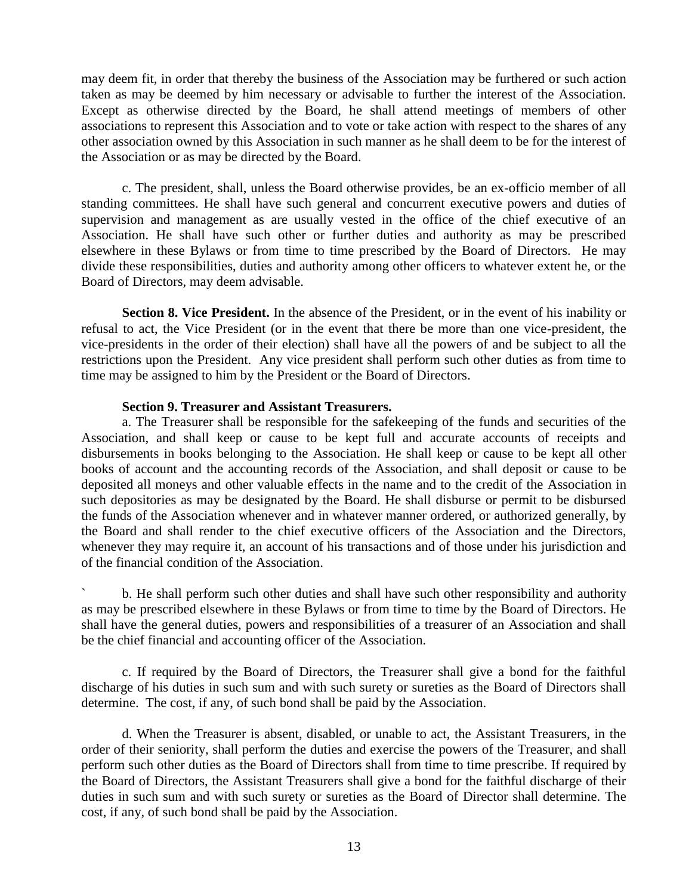may deem fit, in order that thereby the business of the Association may be furthered or such action taken as may be deemed by him necessary or advisable to further the interest of the Association. Except as otherwise directed by the Board, he shall attend meetings of members of other associations to represent this Association and to vote or take action with respect to the shares of any other association owned by this Association in such manner as he shall deem to be for the interest of the Association or as may be directed by the Board.

c. The president, shall, unless the Board otherwise provides, be an ex-officio member of all standing committees. He shall have such general and concurrent executive powers and duties of supervision and management as are usually vested in the office of the chief executive of an Association. He shall have such other or further duties and authority as may be prescribed elsewhere in these Bylaws or from time to time prescribed by the Board of Directors. He may divide these responsibilities, duties and authority among other officers to whatever extent he, or the Board of Directors, may deem advisable.

**Section 8. Vice President.** In the absence of the President, or in the event of his inability or refusal to act, the Vice President (or in the event that there be more than one vice-president, the vice-presidents in the order of their election) shall have all the powers of and be subject to all the restrictions upon the President. Any vice president shall perform such other duties as from time to time may be assigned to him by the President or the Board of Directors.

**Section 9. Treasurer and Assistant Treasurers.**

a. The Treasurer shall be responsible for the safekeeping of the funds and securities of the Association, and shall keep or cause to be kept full and accurate accounts of receipts and disbursements in books belonging to the Association. He shall keep or cause to be kept all other books of account and the accounting records of the Association, and shall deposit or cause to be deposited all moneys and other valuable effects in the name and to the credit of the Association in such depositories as may be designated by the Board. He shall disburse or permit to be disbursed the funds of the Association whenever and in whatever manner ordered, or authorized generally, by the Board and shall render to the chief executive officers of the Association and the Directors, whenever they may require it, an account of his transactions and of those under his jurisdiction and of the financial condition of the Association.

` b. He shall perform such other duties and shall have such other responsibility and authority as may be prescribed elsewhere in these Bylaws or from time to time by the Board of Directors. He shall have the general duties, powers and responsibilities of a treasurer of an Association and shall be the chief financial and accounting officer of the Association.

c. If required by the Board of Directors, the Treasurer shall give a bond for the faithful discharge of his duties in such sum and with such surety or sureties as the Board of Directors shall determine. The cost, if any, of such bond shall be paid by the Association.

d. When the Treasurer is absent, disabled, or unable to act, the Assistant Treasurers, in the order of their seniority, shall perform the duties and exercise the powers of the Treasurer, and shall perform such other duties as the Board of Directors shall from time to time prescribe. If required by the Board of Directors, the Assistant Treasurers shall give a bond for the faithful discharge of their duties in such sum and with such surety or sureties as the Board of Director shall determine. The cost, if any, of such bond shall be paid by the Association.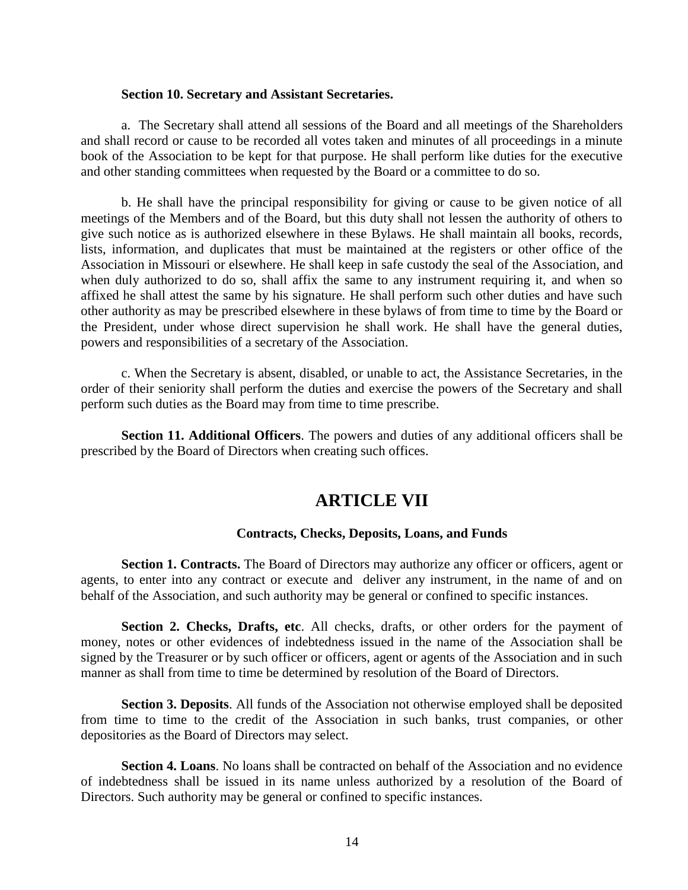**Section 10. Secretary and Assistant Secretaries.**

a. The Secretary shall attend all sessions of the Board and all meetings of the Shareholders and shall record or cause to be recorded all votes taken and minutes of all proceedings in a minute book of the Association to be kept for that purpose. He shall perform like duties for the executive and other standing committees when requested by the Board or a committee to do so.

b. He shall have the principal responsibility for giving or cause to be given notice of all meetings of the Members and of the Board, but this duty shall not lessen the authority of others to give such notice as is authorized elsewhere in these Bylaws. He shall maintain all books, records, lists, information, and duplicates that must be maintained at the registers or other office of the Association in Missouri or elsewhere. He shall keep in safe custody the seal of the Association, and when duly authorized to do so, shall affix the same to any instrument requiring it, and when so affixed he shall attest the same by his signature. He shall perform such other duties and have such other authority as may be prescribed elsewhere in these bylaws of from time to time by the Board or the President, under whose direct supervision he shall work. He shall have the general duties, powers and responsibilities of a secretary of the Association.

c. When the Secretary is absent, disabled, or unable to act, the Assistance Secretaries, in the order of their seniority shall perform the duties and exercise the powers of the Secretary and shall perform such duties as the Board may from time to time prescribe.

**Section 11. Additional Officers**. The powers and duties of any additional officers shall be prescribed by the Board of Directors when creating such offices.

# ARTICLE VII

### Contracts, Checks, Deposits, Loans, and Funds

**Section 1. Contracts.** The Board of Directors may authorize any officer or officers, agent or agents, to enter into any contract or execute and deliver any instrument, in the name of and on behalf of the Association, and such authority may be general or confined to specific instances.

**Section 2. Checks, Drafts, etc**. All checks, drafts, or other orders for the payment of money, notes or other evidences of indebtedness issued in the name of the Association shall be signed by the Treasurer or by such officer or officers, agent or agents of the Association and in such manner as shall from time to time be determined by resolution of the Board of Directors.

**Section 3. Deposits**. All funds of the Association not otherwise employed shall be deposited from time to time to the credit of the Association in such banks, trust companies, or other depositories as the Board of Directors may select.

**Section 4. Loans**. No loans shall be contracted on behalf of the Association and no evidence of indebtedness shall be issued in its name unless authorized by a resolution of the Board of Directors. Such authority may be general or confined to specific instances.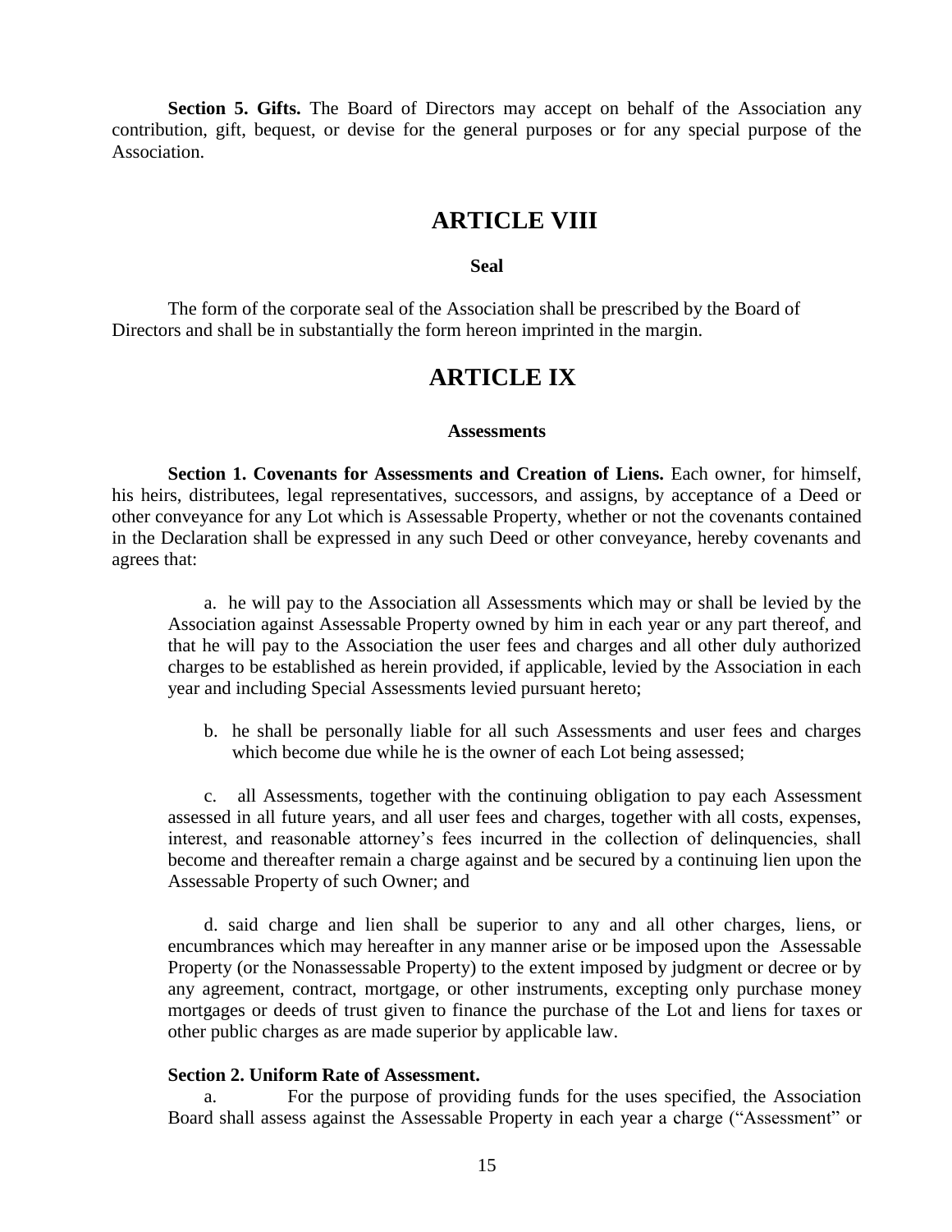**Section 5. Gifts.** The Board of Directors may accept on behalf of the Association any contribution, gift, bequest, or devise for the general purposes or for any special purpose of the Association.

# ARTICLE VIII

**Seal**

The form of the corporate seal of the Association shall be prescribed by the Board of Directors and shall be in substantially the form hereon imprinted in the margin.

# ARTICLE IX

**Assessments**

**Section 1. Covenants for Assessments and Creation of Liens.** Each owner, for himself, his heirs, distributees, legal representatives, successors, and assigns, by acceptance of a Deed or other conveyance for any Lot which is Assessable Property, whether or not the covenants contained in the Declaration shall be expressed in any such Deed or other conveyance, hereby covenants and agrees that:

a. he will pay to the Association all Assessments which may or shall be levied by the Association against Assessable Property owned by him in each year or any part thereof, and that he will pay to the Association the user fees and charges and all other duly authorized charges to be established as herein provided, if applicable, levied by the Association in each year and including Special Assessments levied pursuant hereto;

b. he shall be personally liable for all such Assessments and user fees and charges which become due while he is the owner of each Lot being assessed;

c. all Assessments, together with the continuing obligation to pay each Assessment assessed in all future years, and all user fees and charges, together with all costs, expenses, interest, and reasonable attorney's fees incurred in the collection of delinquencies, shall become and thereafter remain a charge against and be secured by a continuing lien upon the Assessable Property of such Owner; and

d. said charge and lien shall be superior to any and all other charges, liens, or encumbrances which may hereafter in any manner arise or be imposed upon the Assessable Property (or the Nonassessable Property) to the extent imposed by judgment or decree or by any agreement, contract, mortgage, or other instruments, excepting only purchase money mortgages or deeds of trust given to finance the purchase of the Lot and liens for taxes or other public charges as are made superior by applicable law.

**Section 2. Uniform Rate of Assessment.**

a. For the purpose of providing funds for the uses specified, the Association Board shall assess against the Assessable Property in each year a charge ("Assessment" or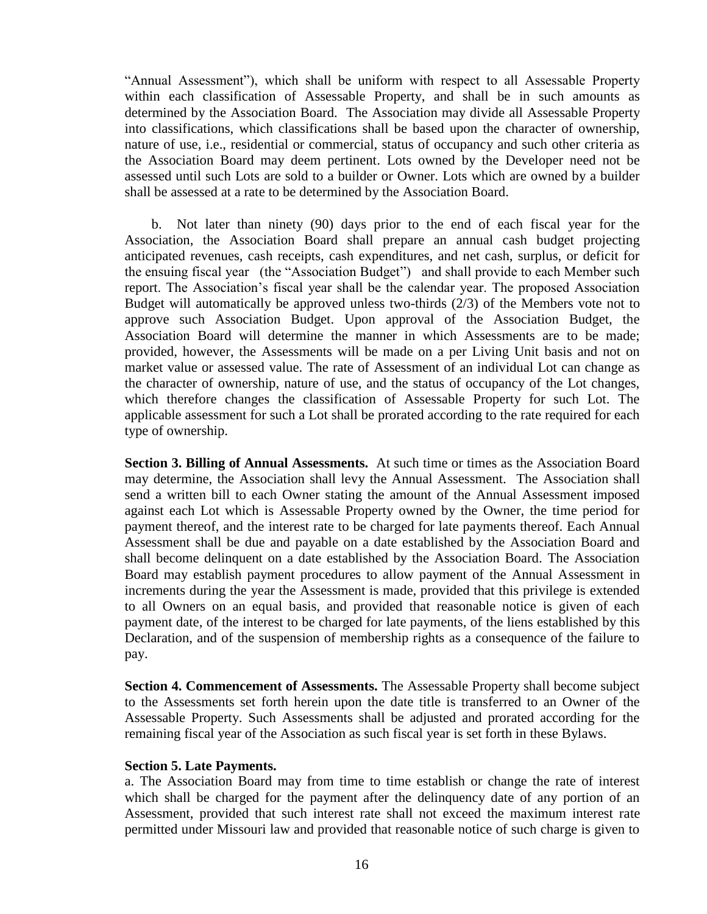"Annual Assessment"), which shall be uniform with respect to all Assessable Property within each classification of Assessable Property, and shall be in such amounts as determined by the Association Board. The Association may divide all Assessable Property into classifications, which classifications shall be based upon the character of ownership, nature of use, i.e., residential or commercial, status of occupancy and such other criteria as the Association Board may deem pertinent. Lots owned by the Developer need not be assessed until such Lots are sold to a builder or Owner. Lots which are owned by a builder shall be assessed at a rate to be determined by the Association Board.

b. Not later than ninety (90) days prior to the end of each fiscal year for the Association, the Association Board shall prepare an annual cash budget projecting anticipated revenues, cash receipts, cash expenditures, and net cash, surplus, or deficit for the ensuing fiscal year (the "Association Budget") and shall provide to each Member such report. The Association's fiscal year shall be the calendar year. The proposed Association Budget will automatically be approved unless two-thirds (2/3) of the Members vote not to approve such Association Budget. Upon approval of the Association Budget, the Association Board will determine the manner in which Assessments are to be made; provided, however, the Assessments will be made on a per Living Unit basis and not on market value or assessed value. The rate of Assessment of an individual Lot can change as the character of ownership, nature of use, and the status of occupancy of the Lot changes, which therefore changes the classification of Assessable Property for such Lot. The applicable assessment for such a Lot shall be prorated according to the rate required for each type of ownership.

**Section 3. Billing of Annual Assessments.** At such time or times as the Association Board may determine, the Association shall levy the Annual Assessment. The Association shall send a written bill to each Owner stating the amount of the Annual Assessment imposed against each Lot which is Assessable Property owned by the Owner, the time period for payment thereof, and the interest rate to be charged for late payments thereof. Each Annual Assessment shall be due and payable on a date established by the Association Board and shall become delinquent on a date established by the Association Board. The Association Board may establish payment procedures to allow payment of the Annual Assessment in increments during the year the Assessment is made, provided that this privilege is extended to all Owners on an equal basis, and provided that reasonable notice is given of each payment date, of the interest to be charged for late payments, of the liens established by this Declaration, and of the suspension of membership rights as a consequence of the failure to pay.

**Section 4. Commencement of Assessments.** The Assessable Property shall become subject to the Assessments set forth herein upon the date title is transferred to an Owner of the Assessable Property. Such Assessments shall be adjusted and prorated according for the remaining fiscal year of the Association as such fiscal year is set forth in these Bylaws.

**Section 5. Late Payments.**

a. The Association Board may from time to time establish or change the rate of interest which shall be charged for the payment after the delinquency date of any portion of an Assessment, provided that such interest rate shall not exceed the maximum interest rate permitted under Missouri law and provided that reasonable notice of such charge is given to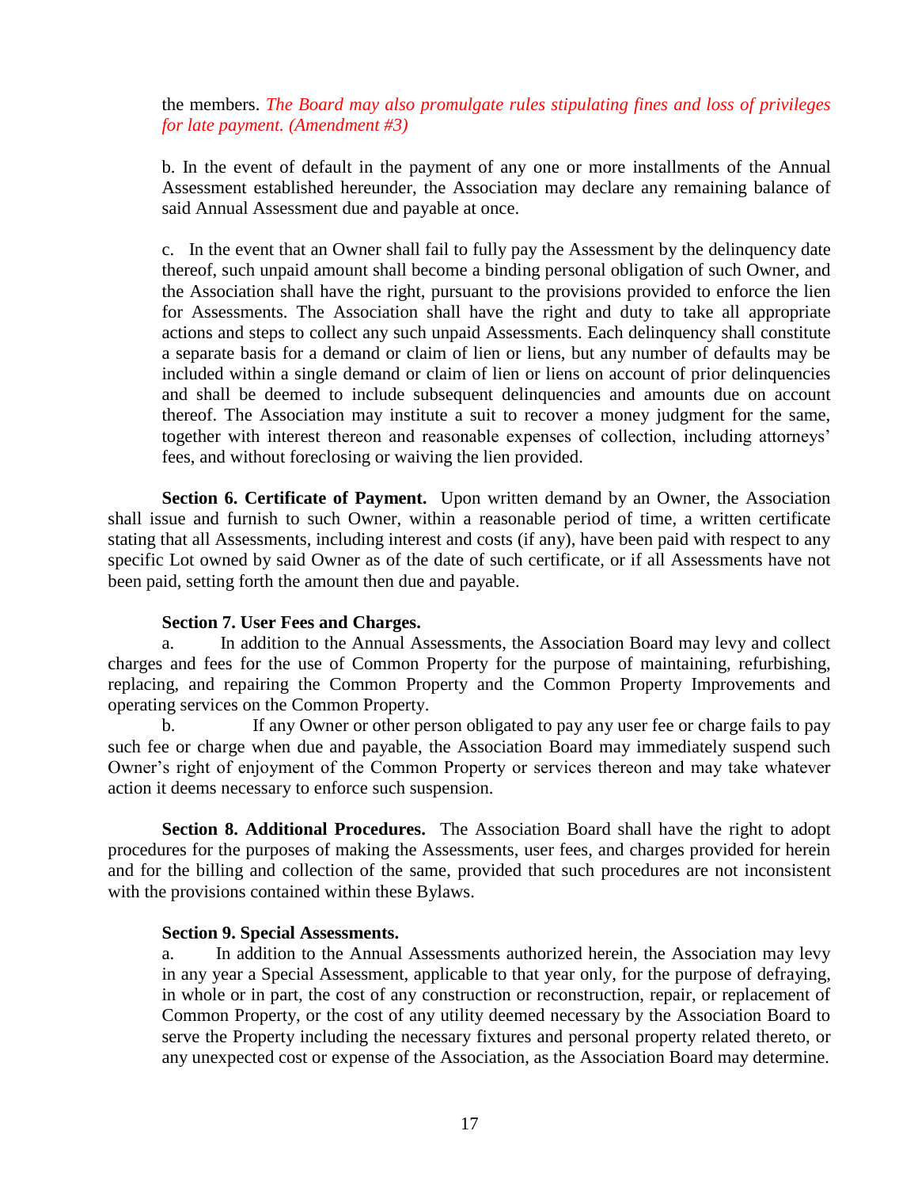the members. *The Board may also promulgate rules stipulating fines and loss of privileges for late payment. (Amendment #3)*

b. In the event of default in the payment of any one or more installments of the Annual Assessment established hereunder, the Association may declare any remaining balance of said Annual Assessment due and payable at once.

c. In the event that an Owner shall fail to fully pay the Assessment by the delinquency date thereof, such unpaid amount shall become a binding personal obligation of such Owner, and the Association shall have the right, pursuant to the provisions provided to enforce the lien for Assessments. The Association shall have the right and duty to take all appropriate actions and steps to collect any such unpaid Assessments. Each delinquency shall constitute a separate basis for a demand or claim of lien or liens, but any number of defaults may be included within a single demand or claim of lien or liens on account of prior delinquencies and shall be deemed to include subsequent delinquencies and amounts due on account thereof. The Association may institute a suit to recover a money judgment for the same, together with interest thereon and reasonable expenses of collection, including attorneys' fees, and without foreclosing or waiving the lien provided.

**Section 6. Certificate of Payment.** Upon written demand by an Owner, the Association shall issue and furnish to such Owner, within a reasonable period of time, a written certificate stating that all Assessments, including interest and costs (if any), have been paid with respect to any specific Lot owned by said Owner as of the date of such certificate, or if all Assessments have not been paid, setting forth the amount then due and payable.

**Section 7. User Fees and Charges.**

a. In addition to the Annual Assessments, the Association Board may levy and collect charges and fees for the use of Common Property for the purpose of maintaining, refurbishing, replacing, and repairing the Common Property and the Common Property Improvements and operating services on the Common Property.

b. If any Owner or other person obligated to pay any user fee or charge fails to pay such fee or charge when due and payable, the Association Board may immediately suspend such Owner's right of enjoyment of the Common Property or services thereon and may take whatever action it deems necessary to enforce such suspension.

**Section 8. Additional Procedures.** The Association Board shall have the right to adopt procedures for the purposes of making the Assessments, user fees, and charges provided for herein and for the billing and collection of the same, provided that such procedures are not inconsistent with the provisions contained within these Bylaws.

**Section 9. Special Assessments.**

a. In addition to the Annual Assessments authorized herein, the Association may levy in any year a Special Assessment, applicable to that year only, for the purpose of defraying, in whole or in part, the cost of any construction or reconstruction, repair, or replacement of Common Property, or the cost of any utility deemed necessary by the Association Board to serve the Property including the necessary fixtures and personal property related thereto, or any unexpected cost or expense of the Association, as the Association Board may determine.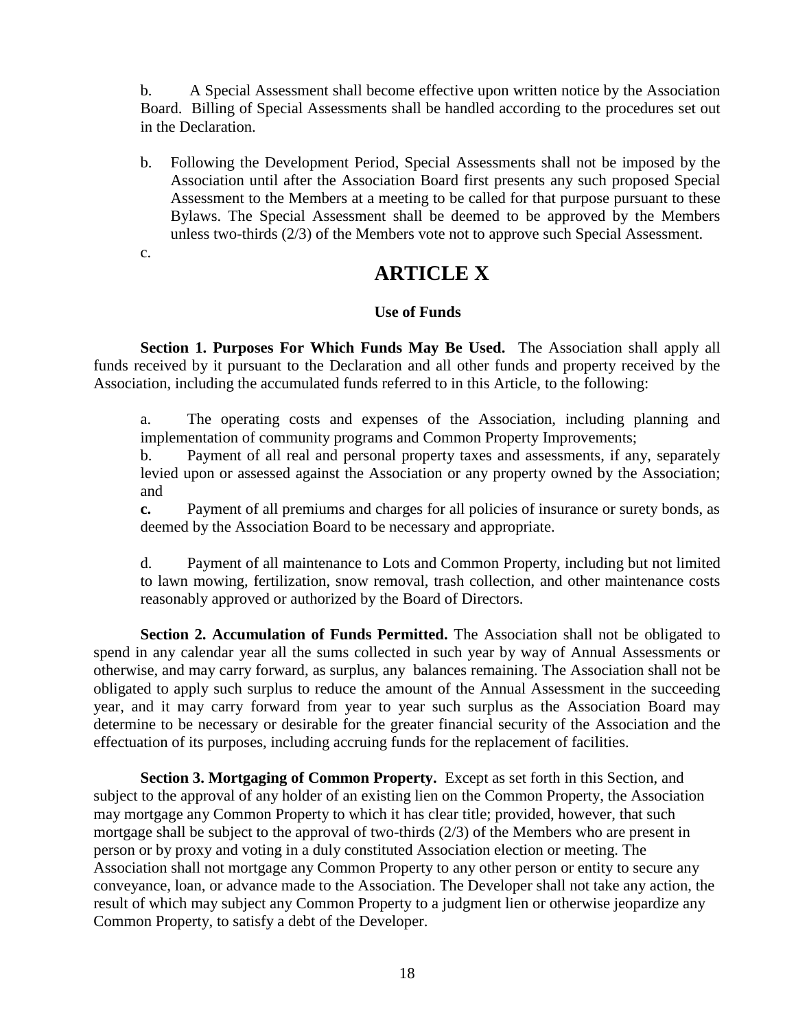b. A Special Assessment shall become effective upon written notice by the Association Board. Billing of Special Assessments shall be handled according to the procedures set out in the Declaration.

b. Following the Development Period, Special Assessments shall not be imposed by the Association until after the Association Board first presents any such proposed Special Assessment to the Members at a meeting to be called for that purpose pursuant to these Bylaws. The Special Assessment shall be deemed to be approved by the Members unless two-thirds (2/3) of the Members vote not to approve such Special Assessment.

c.

# ARTICLE X

## Use of Funds

**Section 1. Purposes For Which Funds May Be Used.** The Association shall apply all funds received by it pursuant to the Declaration and all other funds and property received by the Association, including the accumulated funds referred to in this Article, to the following:

a. The operating costs and expenses of the Association, including planning and implementation of community programs and Common Property Improvements;

b. Payment of all real and personal property taxes and assessments, if any, separately levied upon or assessed against the Association or any property owned by the Association; and

**c.** Payment of all premiums and charges for all policies of insurance or surety bonds, as deemed by the Association Board to be necessary and appropriate.

d. Payment of all maintenance to Lots and Common Property, including but not limited to lawn mowing, fertilization, snow removal, trash collection, and other maintenance costs reasonably approved or authorized by the Board of Directors.

**Section 2. Accumulation of Funds Permitted.** The Association shall not be obligated to spend in any calendar year all the sums collected in such year by way of Annual Assessments or otherwise, and may carry forward, as surplus, any balances remaining. The Association shall not be obligated to apply such surplus to reduce the amount of the Annual Assessment in the succeeding year, and it may carry forward from year to year such surplus as the Association Board may determine to be necessary or desirable for the greater financial security of the Association and the effectuation of its purposes, including accruing funds for the replacement of facilities.

**Section 3. Mortgaging of Common Property.** Except as set forth in this Section, and subject to the approval of any holder of an existing lien on the Common Property, the Association may mortgage any Common Property to which it has clear title; provided, however, that such mortgage shall be subject to the approval of two-thirds (2/3) of the Members who are present in person or by proxy and voting in a duly constituted Association election or meeting. The Association shall not mortgage any Common Property to any other person or entity to secure any conveyance, loan, or advance made to the Association. The Developer shall not take any action, the result of which may subject any Common Property to a judgment lien or otherwise jeopardize any Common Property, to satisfy a debt of the Developer.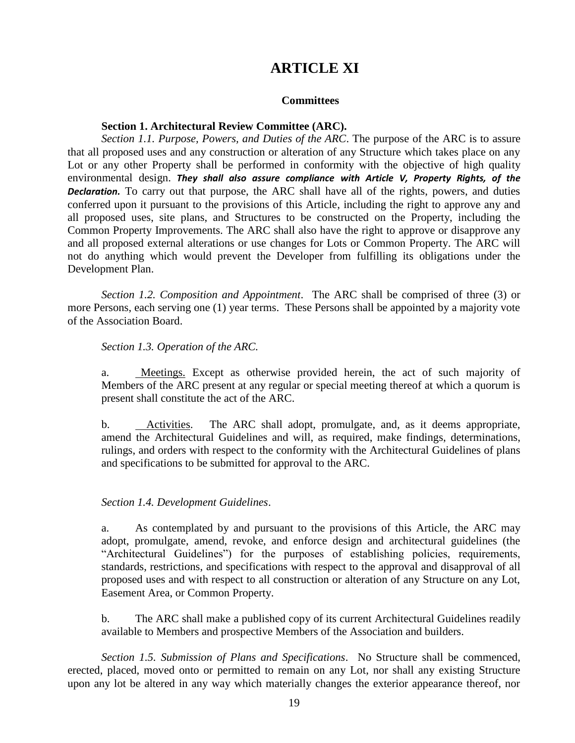# ARTICLE XI

## Committees

**Section 1. Architectural Review Committee (ARC).**

*Section 1.1. Purpose, Powers, and Duties of the ARC*. The purpose of the ARC is to assure that all proposed uses and any construction or alteration of any Structure which takes place on any Lot or any other Property shall be performed in conformity with the objective of high quality environmental design. ***They shall also assure compliance with Article V, Property Rights, of the Declaration.*** To carry out that purpose, the ARC shall have all of the rights, powers, and duties conferred upon it pursuant to the provisions of this Article, including the right to approve any and all proposed uses, site plans, and Structures to be constructed on the Property, including the Common Property Improvements. The ARC shall also have the right to approve or disapprove any and all proposed external alterations or use changes for Lots or Common Property. The ARC will not do anything which would prevent the Developer from fulfilling its obligations under the Development Plan.

*Section 1.2. Composition and Appointment*. The ARC shall be comprised of three (3) or more Persons, each serving one (1) year terms. These Persons shall be appointed by a majority vote of the Association Board.

*Section 1.3. Operation of the ARC.*

a. Meetings. Except as otherwise provided herein, the act of such majority of Members of the ARC present at any regular or special meeting thereof at which a quorum is present shall constitute the act of the ARC.

b. Activities. The ARC shall adopt, promulgate, and, as it deems appropriate, amend the Architectural Guidelines and will, as required, make findings, determinations, rulings, and orders with respect to the conformity with the Architectural Guidelines of plans and specifications to be submitted for approval to the ARC.

*Section 1.4. Development Guidelines*.

a. As contemplated by and pursuant to the provisions of this Article, the ARC may adopt, promulgate, amend, revoke, and enforce design and architectural guidelines (the "Architectural Guidelines") for the purposes of establishing policies, requirements, standards, restrictions, and specifications with respect to the approval and disapproval of all proposed uses and with respect to all construction or alteration of any Structure on any Lot, Easement Area, or Common Property.

b. The ARC shall make a published copy of its current Architectural Guidelines readily available to Members and prospective Members of the Association and builders.

*Section 1.5. Submission of Plans and Specifications*. No Structure shall be commenced, erected, placed, moved onto or permitted to remain on any Lot, nor shall any existing Structure upon any lot be altered in any way which materially changes the exterior appearance thereof, nor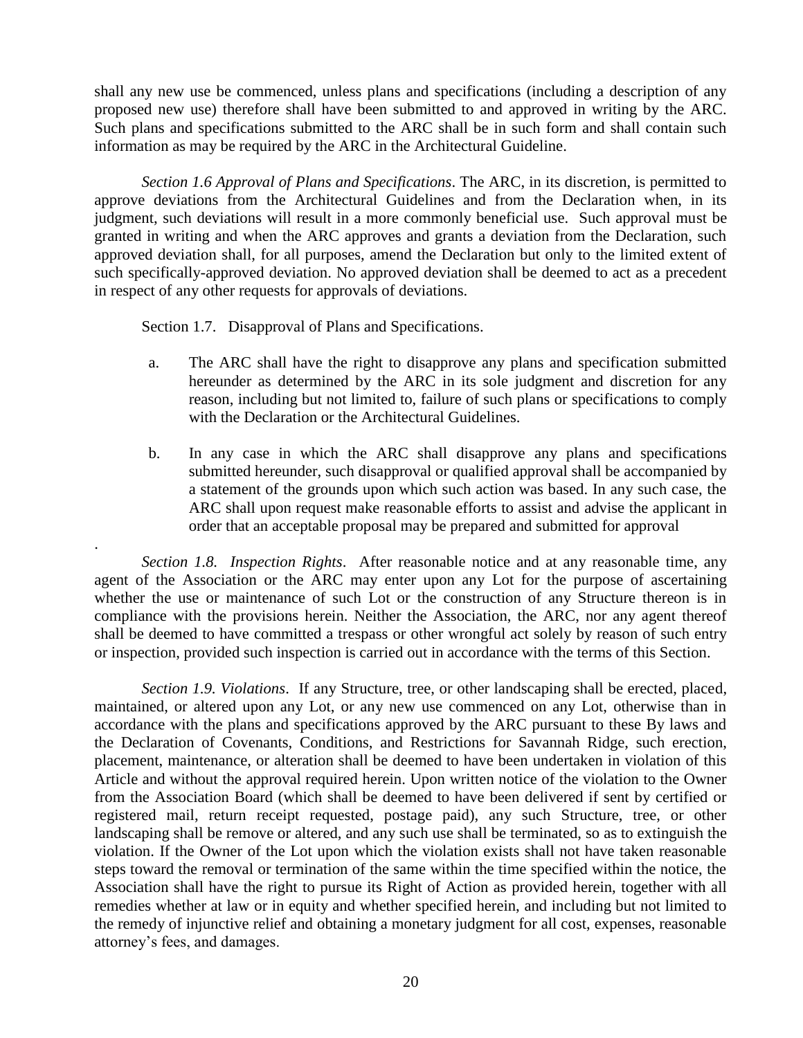shall any new use be commenced, unless plans and specifications (including a description of any proposed new use) therefore shall have been submitted to and approved in writing by the ARC. Such plans and specifications submitted to the ARC shall be in such form and shall contain such information as may be required by the ARC in the Architectural Guideline.

*Section 1.6 Approval of Plans and Specifications*. The ARC, in its discretion, is permitted to approve deviations from the Architectural Guidelines and from the Declaration when, in its judgment, such deviations will result in a more commonly beneficial use. Such approval must be granted in writing and when the ARC approves and grants a deviation from the Declaration, such approved deviation shall, for all purposes, amend the Declaration but only to the limited extent of such specifically-approved deviation. No approved deviation shall be deemed to act as a precedent in respect of any other requests for approvals of deviations.

Section 1.7. Disapproval of Plans and Specifications.

a. The ARC shall have the right to disapprove any plans and specification submitted hereunder as determined by the ARC in its sole judgment and discretion for any reason, including but not limited to, failure of such plans or specifications to comply with the Declaration or the Architectural Guidelines.

b. In any case in which the ARC shall disapprove any plans and specifications submitted hereunder, such disapproval or qualified approval shall be accompanied by a statement of the grounds upon which such action was based. In any such case, the ARC shall upon request make reasonable efforts to assist and advise the applicant in order that an acceptable proposal may be prepared and submitted for approval

.

*Section 1.8. Inspection Rights*. After reasonable notice and at any reasonable time, any agent of the Association or the ARC may enter upon any Lot for the purpose of ascertaining whether the use or maintenance of such Lot or the construction of any Structure thereon is in compliance with the provisions herein. Neither the Association, the ARC, nor any agent thereof shall be deemed to have committed a trespass or other wrongful act solely by reason of such entry or inspection, provided such inspection is carried out in accordance with the terms of this Section.

*Section 1.9. Violations*. If any Structure, tree, or other landscaping shall be erected, placed, maintained, or altered upon any Lot, or any new use commenced on any Lot, otherwise than in accordance with the plans and specifications approved by the ARC pursuant to these By laws and the Declaration of Covenants, Conditions, and Restrictions for Savannah Ridge, such erection, placement, maintenance, or alteration shall be deemed to have been undertaken in violation of this Article and without the approval required herein. Upon written notice of the violation to the Owner from the Association Board (which shall be deemed to have been delivered if sent by certified or registered mail, return receipt requested, postage paid), any such Structure, tree, or other landscaping shall be remove or altered, and any such use shall be terminated, so as to extinguish the violation. If the Owner of the Lot upon which the violation exists shall not have taken reasonable steps toward the removal or termination of the same within the time specified within the notice, the Association shall have the right to pursue its Right of Action as provided herein, together with all remedies whether at law or in equity and whether specified herein, and including but not limited to the remedy of injunctive relief and obtaining a monetary judgment for all cost, expenses, reasonable attorney's fees, and damages.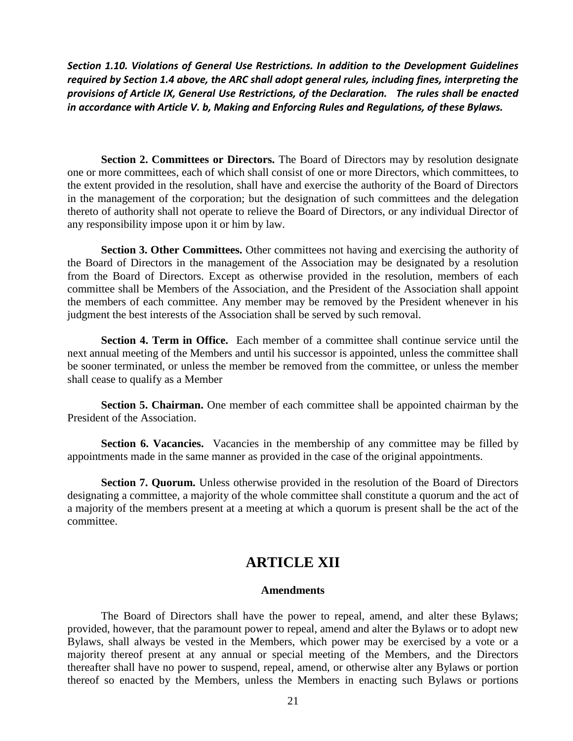***Section 1.10. Violations of General Use Restrictions. In addition to the Development Guidelines required by Section 1.4 above, the ARC shall adopt general rules, including fines, interpreting the provisions of Article IX, General Use Restrictions, of the Declaration. The rules shall be enacted in accordance with Article V. b, Making and Enforcing Rules and Regulations, of these Bylaws.***

**Section 2. Committees or Directors.** The Board of Directors may by resolution designate one or more committees, each of which shall consist of one or more Directors, which committees, to the extent provided in the resolution, shall have and exercise the authority of the Board of Directors in the management of the corporation; but the designation of such committees and the delegation thereto of authority shall not operate to relieve the Board of Directors, or any individual Director of any responsibility impose upon it or him by law.

**Section 3. Other Committees.** Other committees not having and exercising the authority of the Board of Directors in the management of the Association may be designated by a resolution from the Board of Directors. Except as otherwise provided in the resolution, members of each committee shall be Members of the Association, and the President of the Association shall appoint the members of each committee. Any member may be removed by the President whenever in his judgment the best interests of the Association shall be served by such removal.

**Section 4. Term in Office.** Each member of a committee shall continue service until the next annual meeting of the Members and until his successor is appointed, unless the committee shall be sooner terminated, or unless the member be removed from the committee, or unless the member shall cease to qualify as a Member

**Section 5. Chairman.** One member of each committee shall be appointed chairman by the President of the Association.

**Section 6. Vacancies.** Vacancies in the membership of any committee may be filled by appointments made in the same manner as provided in the case of the original appointments.

**Section 7. Quorum.** Unless otherwise provided in the resolution of the Board of Directors designating a committee, a majority of the whole committee shall constitute a quorum and the act of a majority of the members present at a meeting at which a quorum is present shall be the act of the committee.

## ARTICLE XII

### Amendments

The Board of Directors shall have the power to repeal, amend, and alter these Bylaws; provided, however, that the paramount power to repeal, amend and alter the Bylaws or to adopt new Bylaws, shall always be vested in the Members, which power may be exercised by a vote or a majority thereof present at any annual or special meeting of the Members, and the Directors thereafter shall have no power to suspend, repeal, amend, or otherwise alter any Bylaws or portion thereof so enacted by the Members, unless the Members in enacting such Bylaws or portions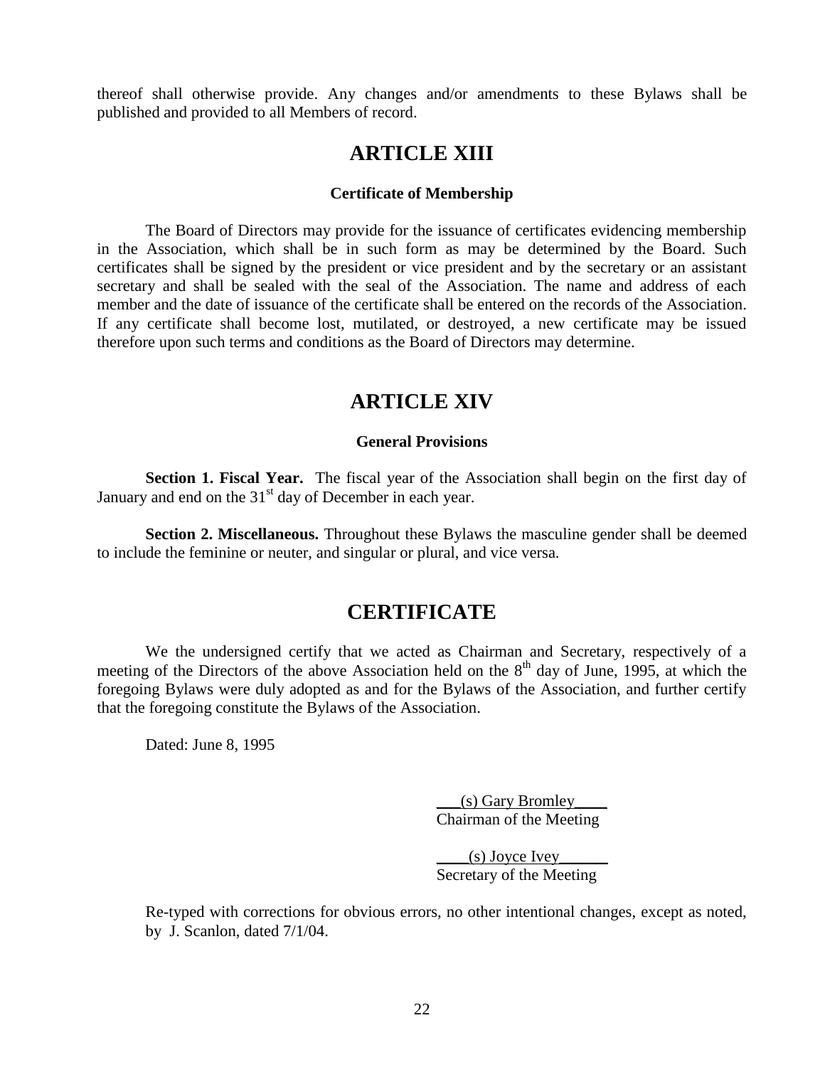thereof shall otherwise provide. Any changes and/or amendments to these Bylaws shall be published and provided to all Members of record.

## ARTICLE XIII

### Certificate of Membership

The Board of Directors may provide for the issuance of certificates evidencing membership in the Association, which shall be in such form as may be determined by the Board. Such certificates shall be signed by the president or vice president and by the secretary or an assistant secretary and shall be sealed with the seal of the Association. The name and address of each member and the date of issuance of the certificate shall be entered on the records of the Association. If any certificate shall become lost, mutilated, or destroyed, a new certificate may be issued therefore upon such terms and conditions as the Board of Directors may determine.

## ARTICLE XIV

### General Provisions

**Section 1. Fiscal Year.** The fiscal year of the Association shall begin on the first day of January and end on the 31st day of December in each year.

**Section 2. Miscellaneous.** Throughout these Bylaws the masculine gender shall be deemed to include the feminine or neuter, and singular or plural, and vice versa.

## CERTIFICATE

We the undersigned certify that we acted as Chairman and Secretary, respectively of a meeting of the Directors of the above Association held on the 8th day of June, 1995, at which the foregoing Bylaws were duly adopted as and for the Bylaws of the Association, and further certify that the foregoing constitute the Bylaws of the Association.

Dated: June 8, 1995

___(s) Gary Bromley____
Chairman of the Meeting

____(s) Joyce Ivey______
Secretary of the Meeting

Re-typed with corrections for obvious errors, no other intentional changes, except as noted, by J. Scanlon, dated 7/1/04.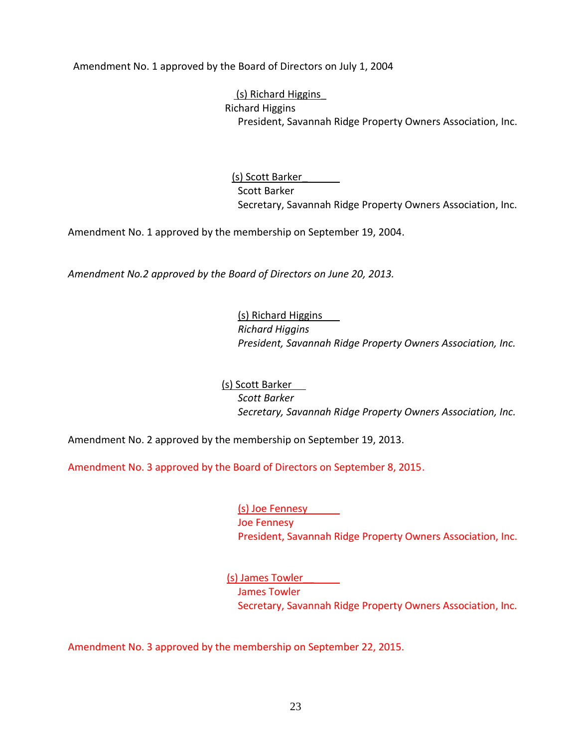Amendment No. 1 approved by the Board of Directors on July 1, 2004

(s) Richard Higgins
Richard Higgins
President, Savannah Ridge Property Owners Association, Inc.

(s) Scott Barker
Scott Barker
Secretary, Savannah Ridge Property Owners Association, Inc.

Amendment No. 1 approved by the membership on September 19, 2004.

*Amendment No.2 approved by the Board of Directors on June 20, 2013.*

(s) Richard Higgins
*Richard Higgins*
*President, Savannah Ridge Property Owners Association, Inc.*

(s) Scott Barker
*Scott Barker*
*Secretary, Savannah Ridge Property Owners Association, Inc.*

Amendment No. 2 approved by the membership on September 19, 2013.

Amendment No. 3 approved by the Board of Directors on September 8, 2015.

(s) Joe Fennesy
Joe Fennesy
President, Savannah Ridge Property Owners Association, Inc.

(s) James Towler
James Towler
Secretary, Savannah Ridge Property Owners Association, Inc.

Amendment No. 3 approved by the membership on September 22, 2015.